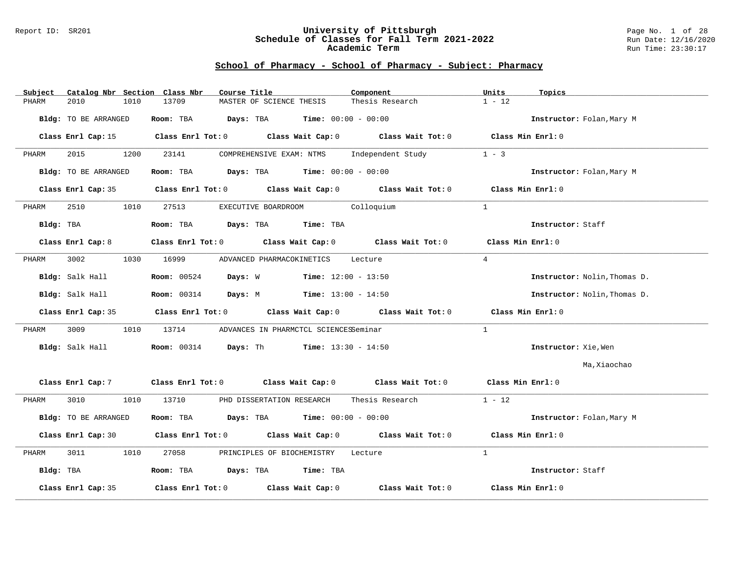Report ID: SR201

# University of Pittsburgh
## Schedule of Classes for Fall Term 2021-2022
### Academic Term

Run Date: 12/16/2020
Run Time: 23:30:17

## School of Pharmacy - School of Pharmacy - Subject: Pharmacy

| Subject | Catalog Nbr | Section | Class Nbr | Course Title | Component | Units | Topics |
|---|---|---|---|---|---|---|---|
| PHARM | 2010 | 1010 | 13709 | MASTER OF SCIENCE THESIS | Thesis Research | 1 - 12 | |

**Bldg:** TO BE ARRANGED **Room:** TBA **Days:** TBA **Time:** 00:00 - 00:00 **Instructor:** Folan,Mary M

**Class Enrl Cap:** 15 **Class Enrl Tot:** 0 **Class Wait Cap:** 0 **Class Wait Tot:** 0 **Class Min Enrl:** 0

---

| Subject | Catalog Nbr | Section | Class Nbr | Course Title | Component | Units | Topics |
|---|---|---|---|---|---|---|---|
| PHARM | 2015 | 1200 | 23141 | COMPREHENSIVE EXAM: NTMS | Independent Study | 1 - 3 | |

**Bldg:** TO BE ARRANGED **Room:** TBA **Days:** TBA **Time:** 00:00 - 00:00 **Instructor:** Folan,Mary M

**Class Enrl Cap:** 35 **Class Enrl Tot:** 0 **Class Wait Cap:** 0 **Class Wait Tot:** 0 **Class Min Enrl:** 0

---

| Subject | Catalog Nbr | Section | Class Nbr | Course Title | Component | Units | Topics |
|---|---|---|---|---|---|---|---|
| PHARM | 2510 | 1010 | 27513 | EXECUTIVE BOARDROOM | Colloquium | 1 | |

**Bldg:** TBA **Room:** TBA **Days:** TBA **Time:** TBA **Instructor:** Staff

**Class Enrl Cap:** 8 **Class Enrl Tot:** 0 **Class Wait Cap:** 0 **Class Wait Tot:** 0 **Class Min Enrl:** 0

---

| Subject | Catalog Nbr | Section | Class Nbr | Course Title | Component | Units | Topics |
|---|---|---|---|---|---|---|---|
| PHARM | 3002 | 1030 | 16999 | ADVANCED PHARMACOKINETICS | Lecture | 4 | |

**Bldg:** Salk Hall **Room:** 00524 **Days:** W **Time:** 12:00 - 13:50 **Instructor:** Nolin,Thomas D.

**Bldg:** Salk Hall **Room:** 00314 **Days:** M **Time:** 13:00 - 14:50 **Instructor:** Nolin,Thomas D.

**Class Enrl Cap:** 35 **Class Enrl Tot:** 0 **Class Wait Cap:** 0 **Class Wait Tot:** 0 **Class Min Enrl:** 0

---

| Subject | Catalog Nbr | Section | Class Nbr | Course Title | Component | Units | Topics |
|---|---|---|---|---|---|---|---|
| PHARM | 3009 | 1010 | 13714 | ADVANCES IN PHARMCTCL SCIENCES | Seminar | 1 | |

**Bldg:** Salk Hall **Room:** 00314 **Days:** Th **Time:** 13:30 - 14:50 **Instructor:** Xie,Wen
Ma,Xiaochao

**Class Enrl Cap:** 7 **Class Enrl Tot:** 0 **Class Wait Cap:** 0 **Class Wait Tot:** 0 **Class Min Enrl:** 0

---

| Subject | Catalog Nbr | Section | Class Nbr | Course Title | Component | Units | Topics |
|---|---|---|---|---|---|---|---|
| PHARM | 3010 | 1010 | 13710 | PHD DISSERTATION RESEARCH | Thesis Research | 1 - 12 | |

**Bldg:** TO BE ARRANGED **Room:** TBA **Days:** TBA **Time:** 00:00 - 00:00 **Instructor:** Folan,Mary M

**Class Enrl Cap:** 30 **Class Enrl Tot:** 0 **Class Wait Cap:** 0 **Class Wait Tot:** 0 **Class Min Enrl:** 0

---

| Subject | Catalog Nbr | Section | Class Nbr | Course Title | Component | Units | Topics |
|---|---|---|---|---|---|---|---|
| PHARM | 3011 | 1010 | 27058 | PRINCIPLES OF BIOCHEMISTRY | Lecture | 1 | |

**Bldg:** TBA **Room:** TBA **Days:** TBA **Time:** TBA **Instructor:** Staff

**Class Enrl Cap:** 35 **Class Enrl Tot:** 0 **Class Wait Cap:** 0 **Class Wait Tot:** 0 **Class Min Enrl:** 0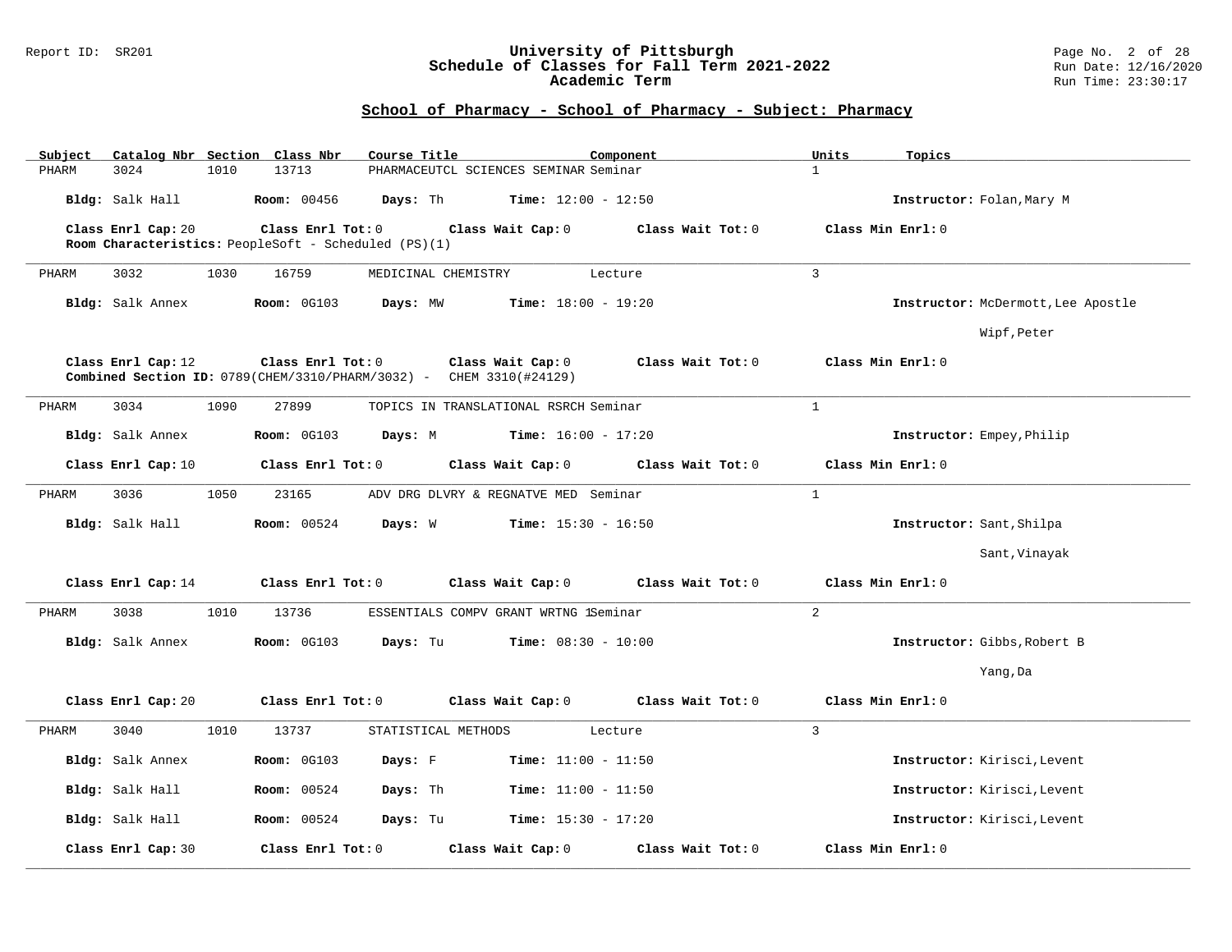## School of Pharmacy - School of Pharmacy - Subject: Pharmacy

| Subject | Catalog Nbr | Section | Class Nbr | Course Title | Component | Units | Topics |
|---|---|---|---|---|---|---|---|
| PHARM | 3024 | 1010 | 13713 | PHARMACEUTCL SCIENCES SEMINAR | Seminar | 1 | |

**Bldg:** Salk Hall **Room:** 00456 **Days:** Th **Time:** 12:00 - 12:50 **Instructor:** Folan,Mary M

**Class Enrl Cap:** 20 **Class Enrl Tot:** 0 **Class Wait Cap:** 0 **Class Wait Tot:** 0 **Class Min Enrl:** 0

**Room Characteristics:** PeopleSoft - Scheduled (PS)(1)

---

| Subject | Catalog Nbr | Section | Class Nbr | Course Title | Component | Units | Topics |
|---|---|---|---|---|---|---|---|
| PHARM | 3032 | 1030 | 16759 | MEDICINAL CHEMISTRY | Lecture | 3 | |

**Bldg:** Salk Annex **Room:** 0G103 **Days:** MW **Time:** 18:00 - 19:20 **Instructor:** McDermott,Lee Apostle

Wipf,Peter

**Class Enrl Cap:** 12 **Class Enrl Tot:** 0 **Class Wait Cap:** 0 **Class Wait Tot:** 0 **Class Min Enrl:** 0

**Combined Section ID:** 0789(CHEM/3310/PHARM/3032) - CHEM 3310(#24129)

---

| Subject | Catalog Nbr | Section | Class Nbr | Course Title | Component | Units | Topics |
|---|---|---|---|---|---|---|---|
| PHARM | 3034 | 1090 | 27899 | TOPICS IN TRANSLATIONAL RSRCH | Seminar | 1 | |

**Bldg:** Salk Annex **Room:** 0G103 **Days:** M **Time:** 16:00 - 17:20 **Instructor:** Empey,Philip

**Class Enrl Cap:** 10 **Class Enrl Tot:** 0 **Class Wait Cap:** 0 **Class Wait Tot:** 0 **Class Min Enrl:** 0

---

| Subject | Catalog Nbr | Section | Class Nbr | Course Title | Component | Units | Topics |
|---|---|---|---|---|---|---|---|
| PHARM | 3036 | 1050 | 23165 | ADV DRG DLVRY & REGNATVE MED | Seminar | 1 | |

**Bldg:** Salk Hall **Room:** 00524 **Days:** W **Time:** 15:30 - 16:50 **Instructor:** Sant,Shilpa

Sant,Vinayak

**Class Enrl Cap:** 14 **Class Enrl Tot:** 0 **Class Wait Cap:** 0 **Class Wait Tot:** 0 **Class Min Enrl:** 0

---

| Subject | Catalog Nbr | Section | Class Nbr | Course Title | Component | Units | Topics |
|---|---|---|---|---|---|---|---|
| PHARM | 3038 | 1010 | 13736 | ESSENTIALS COMPV GRANT WRTNG 1 | Seminar | 2 | |

**Bldg:** Salk Annex **Room:** 0G103 **Days:** Tu **Time:** 08:30 - 10:00 **Instructor:** Gibbs,Robert B

Yang,Da

**Class Enrl Cap:** 20 **Class Enrl Tot:** 0 **Class Wait Cap:** 0 **Class Wait Tot:** 0 **Class Min Enrl:** 0

---

| Subject | Catalog Nbr | Section | Class Nbr | Course Title | Component | Units | Topics |
|---|---|---|---|---|---|---|---|
| PHARM | 3040 | 1010 | 13737 | STATISTICAL METHODS | Lecture | 3 | |

**Bldg:** Salk Annex **Room:** 0G103 **Days:** F **Time:** 11:00 - 11:50 **Instructor:** Kirisci,Levent

**Bldg:** Salk Hall **Room:** 00524 **Days:** Th **Time:** 11:00 - 11:50 **Instructor:** Kirisci,Levent

**Bldg:** Salk Hall **Room:** 00524 **Days:** Tu **Time:** 15:30 - 17:20 **Instructor:** Kirisci,Levent

**Class Enrl Cap:** 30 **Class Enrl Tot:** 0 **Class Wait Cap:** 0 **Class Wait Tot:** 0 **Class Min Enrl:** 0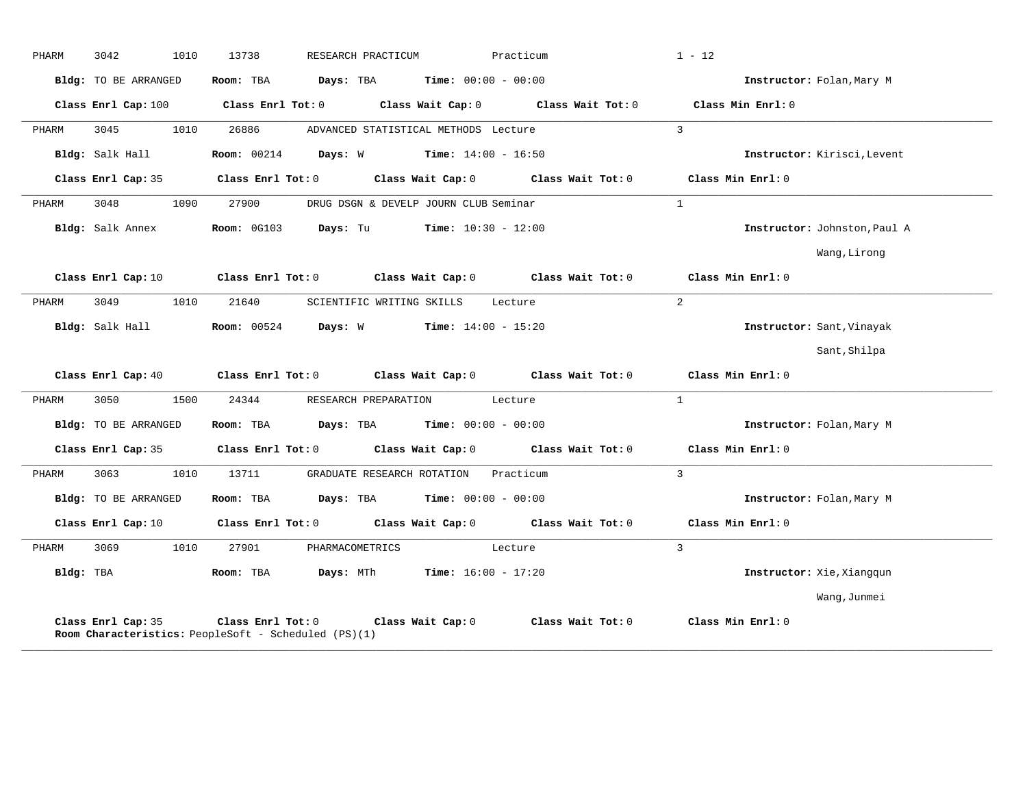PHARM 3042 1010 13738 RESEARCH PRACTICUM Practicum 1 - 12

**Bldg:** TO BE ARRANGED **Room:** TBA **Days:** TBA **Time:** 00:00 - 00:00 **Instructor:** Folan,Mary M

**Class Enrl Cap:** 100 **Class Enrl Tot:** 0 **Class Wait Cap:** 0 **Class Wait Tot:** 0 **Class Min Enrl:** 0

---

PHARM 3045 1010 26886 ADVANCED STATISTICAL METHODS Lecture 3

**Bldg:** Salk Hall **Room:** 00214 **Days:** W **Time:** 14:00 - 16:50 **Instructor:** Kirisci,Levent

**Class Enrl Cap:** 35 **Class Enrl Tot:** 0 **Class Wait Cap:** 0 **Class Wait Tot:** 0 **Class Min Enrl:** 0

---

PHARM 3048 1090 27900 DRUG DSGN & DEVELP JOURN CLUB Seminar 1

**Bldg:** Salk Annex **Room:** 0G103 **Days:** Tu **Time:** 10:30 - 12:00 **Instructor:** Johnston,Paul A
Wang,Lirong

**Class Enrl Cap:** 10 **Class Enrl Tot:** 0 **Class Wait Cap:** 0 **Class Wait Tot:** 0 **Class Min Enrl:** 0

---

PHARM 3049 1010 21640 SCIENTIFIC WRITING SKILLS Lecture 2

**Bldg:** Salk Hall **Room:** 00524 **Days:** W **Time:** 14:00 - 15:20 **Instructor:** Sant,Vinayak
Sant,Shilpa

**Class Enrl Cap:** 40 **Class Enrl Tot:** 0 **Class Wait Cap:** 0 **Class Wait Tot:** 0 **Class Min Enrl:** 0

---

PHARM 3050 1500 24344 RESEARCH PREPARATION Lecture 1

**Bldg:** TO BE ARRANGED **Room:** TBA **Days:** TBA **Time:** 00:00 - 00:00 **Instructor:** Folan,Mary M

**Class Enrl Cap:** 35 **Class Enrl Tot:** 0 **Class Wait Cap:** 0 **Class Wait Tot:** 0 **Class Min Enrl:** 0

---

PHARM 3063 1010 13711 GRADUATE RESEARCH ROTATION Practicum 3

**Bldg:** TO BE ARRANGED **Room:** TBA **Days:** TBA **Time:** 00:00 - 00:00 **Instructor:** Folan,Mary M

**Class Enrl Cap:** 10 **Class Enrl Tot:** 0 **Class Wait Cap:** 0 **Class Wait Tot:** 0 **Class Min Enrl:** 0

---

PHARM 3069 1010 27901 PHARMACOMETRICS Lecture 3

**Bldg:** TBA **Room:** TBA **Days:** MTh **Time:** 16:00 - 17:20 **Instructor:** Xie,Xiangqun
Wang,Junmei

**Class Enrl Cap:** 35 **Class Enrl Tot:** 0 **Class Wait Cap:** 0 **Class Wait Tot:** 0 **Class Min Enrl:** 0
**Room Characteristics:** PeopleSoft - Scheduled (PS)(1)

---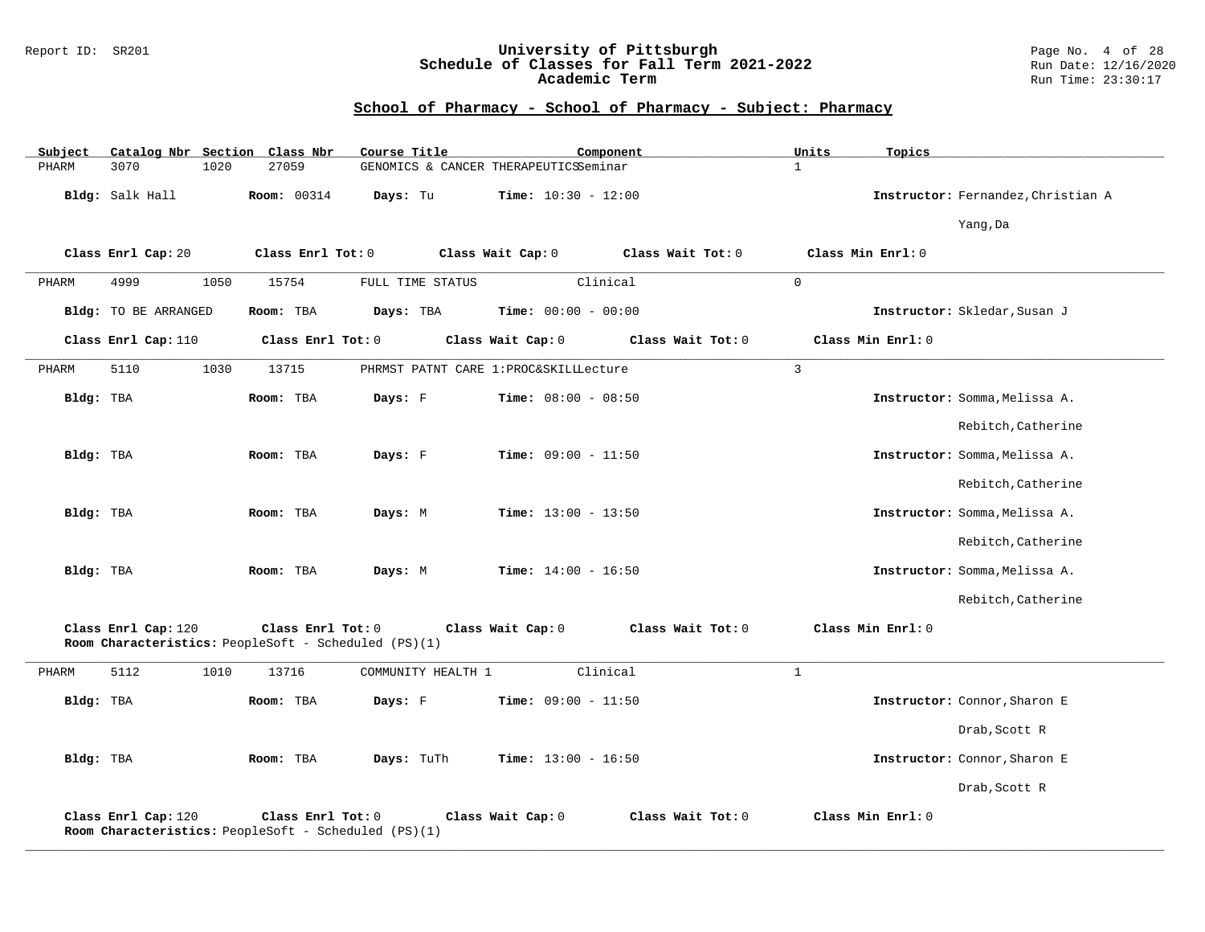## School of Pharmacy - School of Pharmacy - Subject: Pharmacy

| Subject | Catalog Nbr | Section | Class Nbr | Course Title | Component | Units | Topics |
|---|---|---|---|---|---|---|---|
| PHARM | 3070 | 1020 | 27059 | GENOMICS & CANCER THERAPEUTICS | Seminar | 1 | |

**Bldg:** Salk Hall **Room:** 00314 **Days:** Tu **Time:** 10:30 - 12:00 **Instructor:** Fernandez,Christian A; Yang,Da

**Class Enrl Cap:** 20 **Class Enrl Tot:** 0 **Class Wait Cap:** 0 **Class Wait Tot:** 0 **Class Min Enrl:** 0

---

| Subject | Catalog Nbr | Section | Class Nbr | Course Title | Component | Units | Topics |
|---|---|---|---|---|---|---|---|
| PHARM | 4999 | 1050 | 15754 | FULL TIME STATUS | Clinical | 0 | |

**Bldg:** TO BE ARRANGED **Room:** TBA **Days:** TBA **Time:** 00:00 - 00:00 **Instructor:** Skledar,Susan J

**Class Enrl Cap:** 110 **Class Enrl Tot:** 0 **Class Wait Cap:** 0 **Class Wait Tot:** 0 **Class Min Enrl:** 0

---

| Subject | Catalog Nbr | Section | Class Nbr | Course Title | Component | Units | Topics |
|---|---|---|---|---|---|---|---|
| PHARM | 5110 | 1030 | 13715 | PHRMST PATNT CARE 1:PROC&SKILL | Lecture | 3 | |

| Bldg | Room | Days | Time | Instructor |
|---|---|---|---|---|
| TBA | TBA | F | 08:00 - 08:50 | Somma,Melissa A.; Rebitch,Catherine |
| TBA | TBA | F | 09:00 - 11:50 | Somma,Melissa A.; Rebitch,Catherine |
| TBA | TBA | M | 13:00 - 13:50 | Somma,Melissa A.; Rebitch,Catherine |
| TBA | TBA | M | 14:00 - 16:50 | Somma,Melissa A.; Rebitch,Catherine |

**Class Enrl Cap:** 120 **Class Enrl Tot:** 0 **Class Wait Cap:** 0 **Class Wait Tot:** 0 **Class Min Enrl:** 0
**Room Characteristics:** PeopleSoft - Scheduled (PS)(1)

---

| Subject | Catalog Nbr | Section | Class Nbr | Course Title | Component | Units | Topics |
|---|---|---|---|---|---|---|---|
| PHARM | 5112 | 1010 | 13716 | COMMUNITY HEALTH 1 | Clinical | 1 | |

| Bldg | Room | Days | Time | Instructor |
|---|---|---|---|---|
| TBA | TBA | F | 09:00 - 11:50 | Connor,Sharon E; Drab,Scott R |
| TBA | TBA | TuTh | 13:00 - 16:50 | Connor,Sharon E; Drab,Scott R |

**Class Enrl Cap:** 120 **Class Enrl Tot:** 0 **Class Wait Cap:** 0 **Class Wait Tot:** 0 **Class Min Enrl:** 0
**Room Characteristics:** PeopleSoft - Scheduled (PS)(1)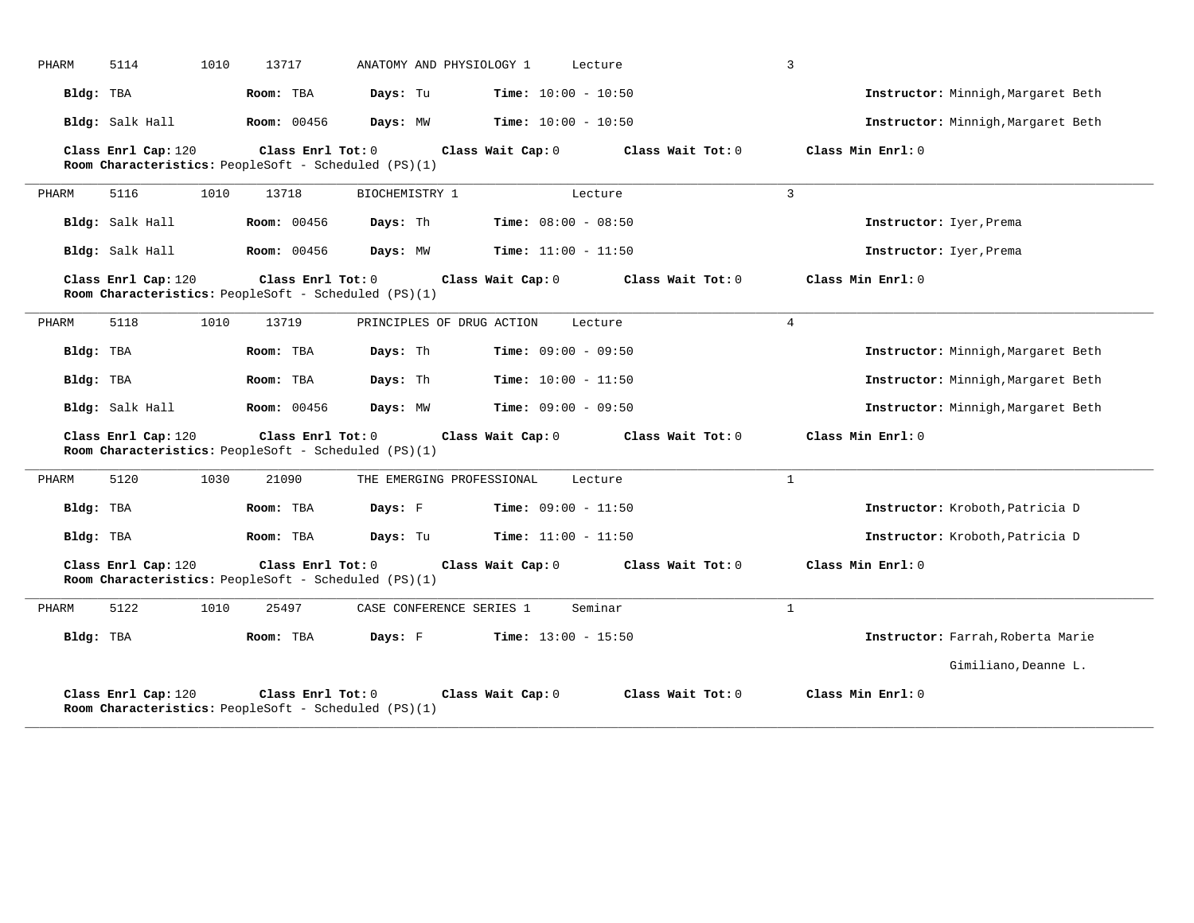PHARM 5114 1010 13717 ANATOMY AND PHYSIOLOGY 1 Lecture 3

**Bldg:** TBA **Room:** TBA **Days:** Tu **Time:** 10:00 - 10:50 **Instructor:** Minnigh,Margaret Beth

**Bldg:** Salk Hall **Room:** 00456 **Days:** MW **Time:** 10:00 - 10:50 **Instructor:** Minnigh,Margaret Beth

**Class Enrl Cap:** 120 **Class Enrl Tot:** 0 **Class Wait Cap:** 0 **Class Wait Tot:** 0 **Class Min Enrl:** 0
**Room Characteristics:** PeopleSoft - Scheduled (PS)(1)

---

PHARM 5116 1010 13718 BIOCHEMISTRY 1 Lecture 3

**Bldg:** Salk Hall **Room:** 00456 **Days:** Th **Time:** 08:00 - 08:50 **Instructor:** Iyer,Prema

**Bldg:** Salk Hall **Room:** 00456 **Days:** MW **Time:** 11:00 - 11:50 **Instructor:** Iyer,Prema

**Class Enrl Cap:** 120 **Class Enrl Tot:** 0 **Class Wait Cap:** 0 **Class Wait Tot:** 0 **Class Min Enrl:** 0
**Room Characteristics:** PeopleSoft - Scheduled (PS)(1)

---

PHARM 5118 1010 13719 PRINCIPLES OF DRUG ACTION Lecture 4

**Bldg:** TBA **Room:** TBA **Days:** Th **Time:** 09:00 - 09:50 **Instructor:** Minnigh,Margaret Beth

**Bldg:** TBA **Room:** TBA **Days:** Th **Time:** 10:00 - 11:50 **Instructor:** Minnigh,Margaret Beth

**Bldg:** Salk Hall **Room:** 00456 **Days:** MW **Time:** 09:00 - 09:50 **Instructor:** Minnigh,Margaret Beth

**Class Enrl Cap:** 120 **Class Enrl Tot:** 0 **Class Wait Cap:** 0 **Class Wait Tot:** 0 **Class Min Enrl:** 0
**Room Characteristics:** PeopleSoft - Scheduled (PS)(1)

---

PHARM 5120 1030 21090 THE EMERGING PROFESSIONAL Lecture 1

**Bldg:** TBA **Room:** TBA **Days:** F **Time:** 09:00 - 11:50 **Instructor:** Kroboth,Patricia D

**Bldg:** TBA **Room:** TBA **Days:** Tu **Time:** 11:00 - 11:50 **Instructor:** Kroboth,Patricia D

**Class Enrl Cap:** 120 **Class Enrl Tot:** 0 **Class Wait Cap:** 0 **Class Wait Tot:** 0 **Class Min Enrl:** 0
**Room Characteristics:** PeopleSoft - Scheduled (PS)(1)

---

PHARM 5122 1010 25497 CASE CONFERENCE SERIES 1 Seminar 1

**Bldg:** TBA **Room:** TBA **Days:** F **Time:** 13:00 - 15:50 **Instructor:** Farrah,Roberta Marie

Gimiliano,Deanne L.

**Class Enrl Cap:** 120 **Class Enrl Tot:** 0 **Class Wait Cap:** 0 **Class Wait Tot:** 0 **Class Min Enrl:** 0
**Room Characteristics:** PeopleSoft - Scheduled (PS)(1)

---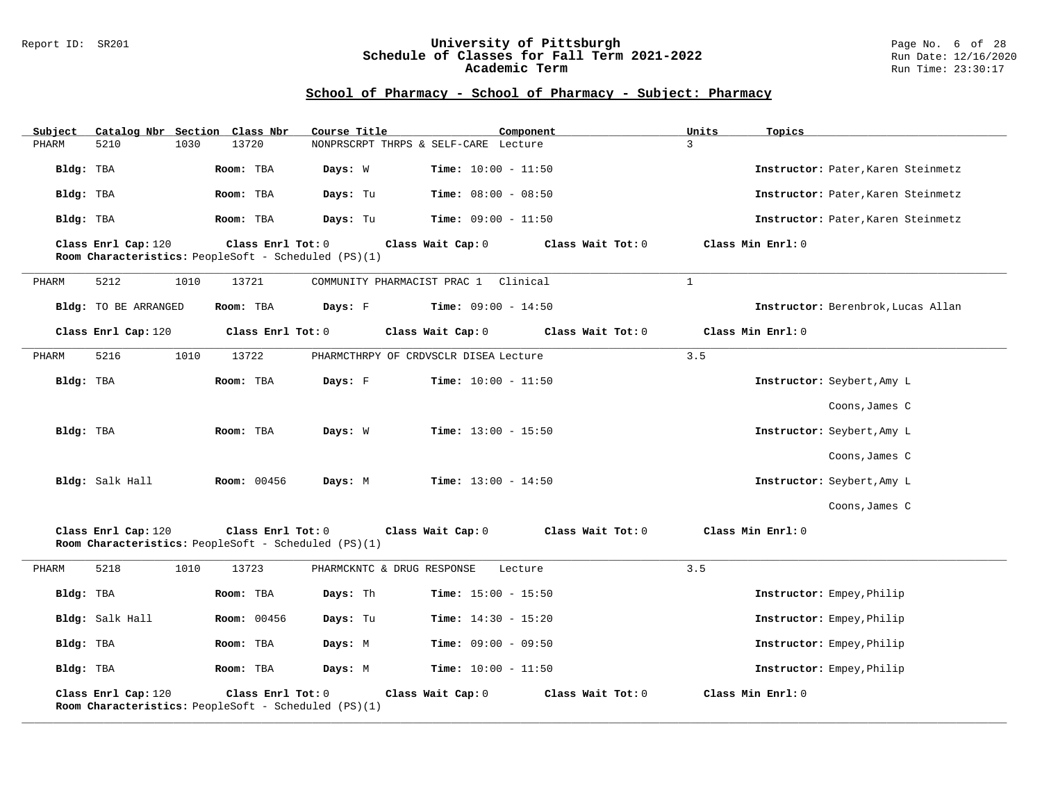## School of Pharmacy - School of Pharmacy - Subject: Pharmacy

| Subject | Catalog Nbr | Section | Class Nbr | Course Title | Component | Units | Topics |
|---|---|---|---|---|---|---|---|
| PHARM | 5210 | 1030 | 13720 | NONPRSCRPT THRPS & SELF-CARE | Lecture | 3 | |

**Bldg:** TBA **Room:** TBA **Days:** W **Time:** 10:00 - 11:50 **Instructor:** Pater,Karen Steinmetz

**Bldg:** TBA **Room:** TBA **Days:** Tu **Time:** 08:00 - 08:50 **Instructor:** Pater,Karen Steinmetz

**Bldg:** TBA **Room:** TBA **Days:** Tu **Time:** 09:00 - 11:50 **Instructor:** Pater,Karen Steinmetz

**Class Enrl Cap:** 120 **Class Enrl Tot:** 0 **Class Wait Cap:** 0 **Class Wait Tot:** 0 **Class Min Enrl:** 0
**Room Characteristics:** PeopleSoft - Scheduled (PS)(1)

---

| Subject | Catalog Nbr | Section | Class Nbr | Course Title | Component | Units | Topics |
|---|---|---|---|---|---|---|---|
| PHARM | 5212 | 1010 | 13721 | COMMUNITY PHARMACIST PRAC 1 | Clinical | 1 | |

**Bldg:** TO BE ARRANGED **Room:** TBA **Days:** F **Time:** 09:00 - 14:50 **Instructor:** Berenbrok,Lucas Allan

**Class Enrl Cap:** 120 **Class Enrl Tot:** 0 **Class Wait Cap:** 0 **Class Wait Tot:** 0 **Class Min Enrl:** 0

---

| Subject | Catalog Nbr | Section | Class Nbr | Course Title | Component | Units | Topics |
|---|---|---|---|---|---|---|---|
| PHARM | 5216 | 1010 | 13722 | PHARMCTHRPY OF CRDVSCLR DISEA | Lecture | 3.5 | |

**Bldg:** TBA **Room:** TBA **Days:** F **Time:** 10:00 - 11:50 **Instructor:** Seybert,Amy L
Coons,James C

**Bldg:** TBA **Room:** TBA **Days:** W **Time:** 13:00 - 15:50 **Instructor:** Seybert,Amy L
Coons,James C

**Bldg:** Salk Hall **Room:** 00456 **Days:** M **Time:** 13:00 - 14:50 **Instructor:** Seybert,Amy L
Coons,James C

**Class Enrl Cap:** 120 **Class Enrl Tot:** 0 **Class Wait Cap:** 0 **Class Wait Tot:** 0 **Class Min Enrl:** 0
**Room Characteristics:** PeopleSoft - Scheduled (PS)(1)

---

| Subject | Catalog Nbr | Section | Class Nbr | Course Title | Component | Units | Topics |
|---|---|---|---|---|---|---|---|
| PHARM | 5218 | 1010 | 13723 | PHARMCKNTC & DRUG RESPONSE | Lecture | 3.5 | |

**Bldg:** TBA **Room:** TBA **Days:** Th **Time:** 15:00 - 15:50 **Instructor:** Empey,Philip

**Bldg:** Salk Hall **Room:** 00456 **Days:** Tu **Time:** 14:30 - 15:20 **Instructor:** Empey,Philip

**Bldg:** TBA **Room:** TBA **Days:** M **Time:** 09:00 - 09:50 **Instructor:** Empey,Philip

**Bldg:** TBA **Room:** TBA **Days:** M **Time:** 10:00 - 11:50 **Instructor:** Empey,Philip

**Class Enrl Cap:** 120 **Class Enrl Tot:** 0 **Class Wait Cap:** 0 **Class Wait Tot:** 0 **Class Min Enrl:** 0
**Room Characteristics:** PeopleSoft - Scheduled (PS)(1)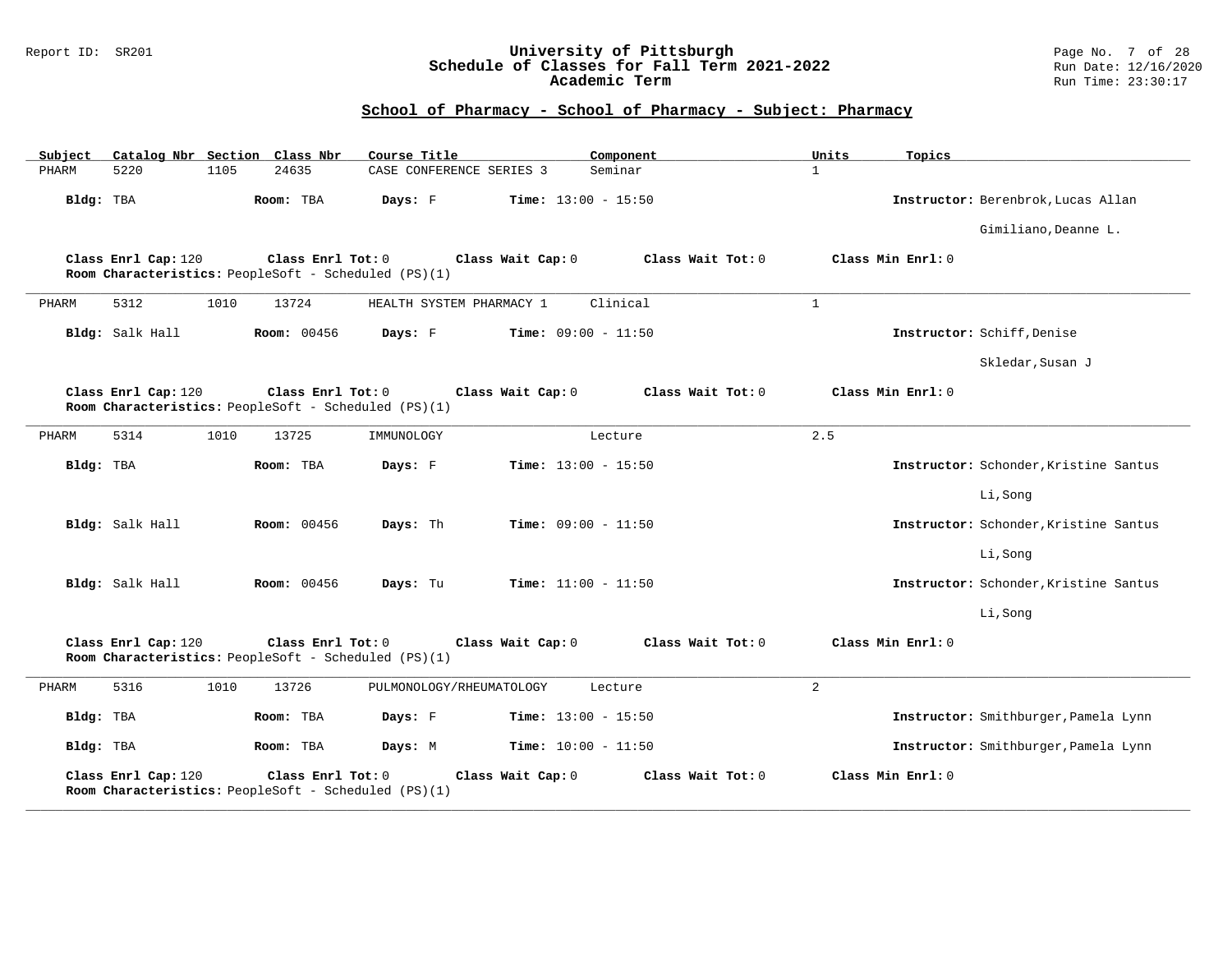## School of Pharmacy - School of Pharmacy - Subject: Pharmacy

| Subject | Catalog Nbr | Section | Class Nbr | Course Title | Component | Units | Topics |
|---|---|---|---|---|---|---|---|
| PHARM | 5220 | 1105 | 24635 | CASE CONFERENCE SERIES 3 | Seminar | 1 | |

**Bldg:** TBA **Room:** TBA **Days:** F **Time:** 13:00 - 15:50 **Instructor:** Berenbrok,Lucas Allan; Gimiliano,Deanne L.

**Class Enrl Cap:** 120 **Class Enrl Tot:** 0 **Class Wait Cap:** 0 **Class Wait Tot:** 0 **Class Min Enrl:** 0
**Room Characteristics:** PeopleSoft - Scheduled (PS)(1)

---

| Subject | Catalog Nbr | Section | Class Nbr | Course Title | Component | Units | Topics |
|---|---|---|---|---|---|---|---|
| PHARM | 5312 | 1010 | 13724 | HEALTH SYSTEM PHARMACY 1 | Clinical | 1 | |

**Bldg:** Salk Hall **Room:** 00456 **Days:** F **Time:** 09:00 - 11:50 **Instructor:** Schiff,Denise; Skledar,Susan J

**Class Enrl Cap:** 120 **Class Enrl Tot:** 0 **Class Wait Cap:** 0 **Class Wait Tot:** 0 **Class Min Enrl:** 0
**Room Characteristics:** PeopleSoft - Scheduled (PS)(1)

---

| Subject | Catalog Nbr | Section | Class Nbr | Course Title | Component | Units | Topics |
|---|---|---|---|---|---|---|---|
| PHARM | 5314 | 1010 | 13725 | IMMUNOLOGY | Lecture | 2.5 | |

**Bldg:** TBA **Room:** TBA **Days:** F **Time:** 13:00 - 15:50 **Instructor:** Schonder,Kristine Santus; Li,Song

**Bldg:** Salk Hall **Room:** 00456 **Days:** Th **Time:** 09:00 - 11:50 **Instructor:** Schonder,Kristine Santus; Li,Song

**Bldg:** Salk Hall **Room:** 00456 **Days:** Tu **Time:** 11:00 - 11:50 **Instructor:** Schonder,Kristine Santus; Li,Song

**Class Enrl Cap:** 120 **Class Enrl Tot:** 0 **Class Wait Cap:** 0 **Class Wait Tot:** 0 **Class Min Enrl:** 0
**Room Characteristics:** PeopleSoft - Scheduled (PS)(1)

---

| Subject | Catalog Nbr | Section | Class Nbr | Course Title | Component | Units | Topics |
|---|---|---|---|---|---|---|---|
| PHARM | 5316 | 1010 | 13726 | PULMONOLOGY/RHEUMATOLOGY | Lecture | 2 | |

**Bldg:** TBA **Room:** TBA **Days:** F **Time:** 13:00 - 15:50 **Instructor:** Smithburger,Pamela Lynn

**Bldg:** TBA **Room:** TBA **Days:** M **Time:** 10:00 - 11:50 **Instructor:** Smithburger,Pamela Lynn

**Class Enrl Cap:** 120 **Class Enrl Tot:** 0 **Class Wait Cap:** 0 **Class Wait Tot:** 0 **Class Min Enrl:** 0
**Room Characteristics:** PeopleSoft - Scheduled (PS)(1)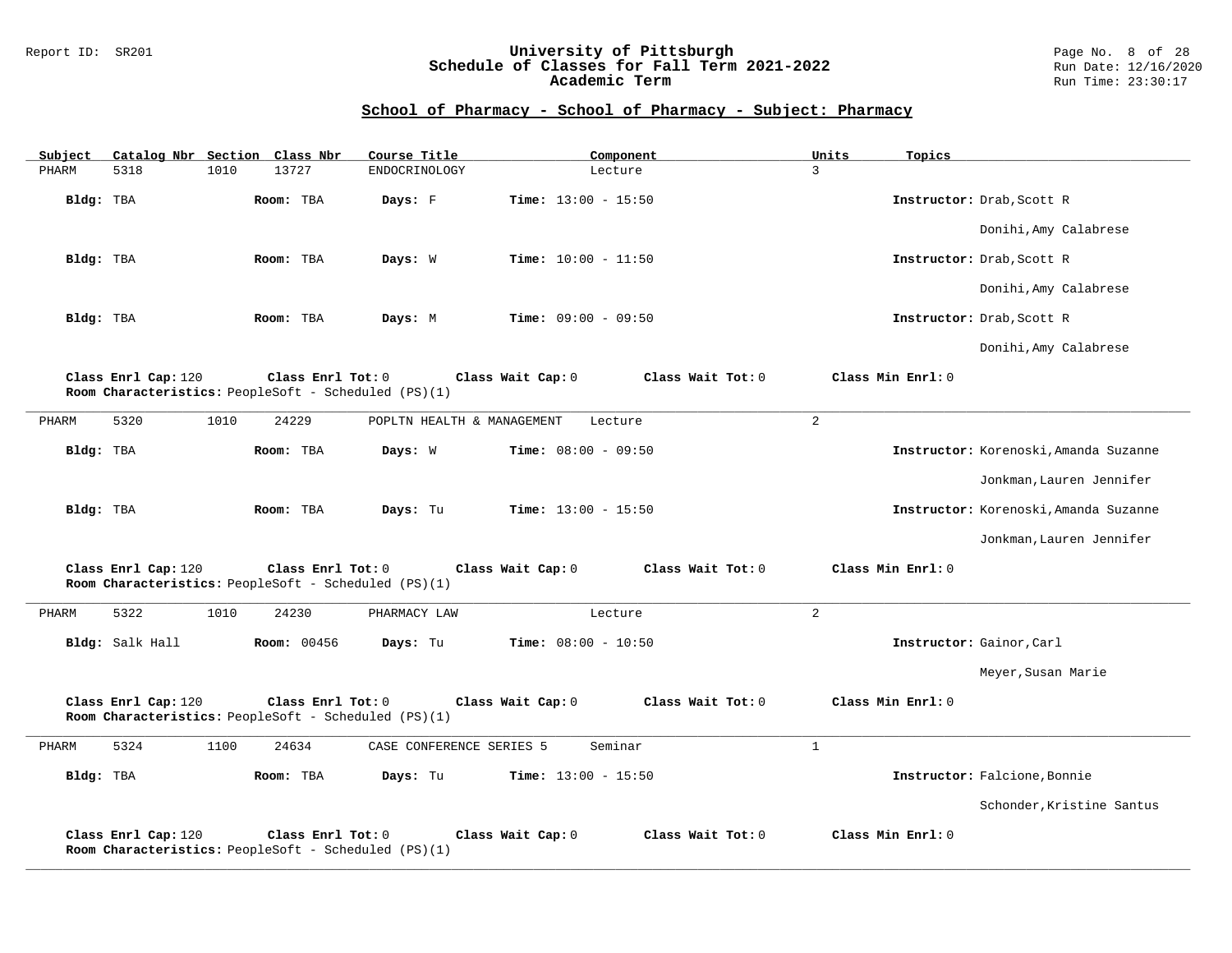## School of Pharmacy - School of Pharmacy - Subject: Pharmacy

| Subject | Catalog Nbr | Section | Class Nbr | Course Title | Component | Units | Topics |
|---|---|---|---|---|---|---|---|
| PHARM | 5318 | 1010 | 13727 | ENDOCRINOLOGY | Lecture | 3 | |

| Bldg | Room | Days | Time | Instructor |
|---|---|---|---|---|
| TBA | TBA | F | 13:00 - 15:50 | Drab,Scott R; Donihi,Amy Calabrese |
| TBA | TBA | W | 10:00 - 11:50 | Drab,Scott R; Donihi,Amy Calabrese |
| TBA | TBA | M | 09:00 - 09:50 | Drab,Scott R; Donihi,Amy Calabrese |

**Class Enrl Cap:** 120 **Class Enrl Tot:** 0 **Class Wait Cap:** 0 **Class Wait Tot:** 0 **Class Min Enrl:** 0
**Room Characteristics:** PeopleSoft - Scheduled (PS)(1)

---

| Subject | Catalog Nbr | Section | Class Nbr | Course Title | Component | Units | Topics |
|---|---|---|---|---|---|---|---|
| PHARM | 5320 | 1010 | 24229 | POPLTN HEALTH & MANAGEMENT | Lecture | 2 | |

| Bldg | Room | Days | Time | Instructor |
|---|---|---|---|---|
| TBA | TBA | W | 08:00 - 09:50 | Korenoski,Amanda Suzanne; Jonkman,Lauren Jennifer |
| TBA | TBA | Tu | 13:00 - 15:50 | Korenoski,Amanda Suzanne; Jonkman,Lauren Jennifer |

**Class Enrl Cap:** 120 **Class Enrl Tot:** 0 **Class Wait Cap:** 0 **Class Wait Tot:** 0 **Class Min Enrl:** 0
**Room Characteristics:** PeopleSoft - Scheduled (PS)(1)

---

| Subject | Catalog Nbr | Section | Class Nbr | Course Title | Component | Units | Topics |
|---|---|---|---|---|---|---|---|
| PHARM | 5322 | 1010 | 24230 | PHARMACY LAW | Lecture | 2 | |

| Bldg | Room | Days | Time | Instructor |
|---|---|---|---|---|
| Salk Hall | 00456 | Tu | 08:00 - 10:50 | Gainor,Carl; Meyer,Susan Marie |

**Class Enrl Cap:** 120 **Class Enrl Tot:** 0 **Class Wait Cap:** 0 **Class Wait Tot:** 0 **Class Min Enrl:** 0
**Room Characteristics:** PeopleSoft - Scheduled (PS)(1)

---

| Subject | Catalog Nbr | Section | Class Nbr | Course Title | Component | Units | Topics |
|---|---|---|---|---|---|---|---|
| PHARM | 5324 | 1100 | 24634 | CASE CONFERENCE SERIES 5 | Seminar | 1 | |

| Bldg | Room | Days | Time | Instructor |
|---|---|---|---|---|
| TBA | TBA | Tu | 13:00 - 15:50 | Falcione,Bonnie; Schonder,Kristine Santus |

**Class Enrl Cap:** 120 **Class Enrl Tot:** 0 **Class Wait Cap:** 0 **Class Wait Tot:** 0 **Class Min Enrl:** 0
**Room Characteristics:** PeopleSoft - Scheduled (PS)(1)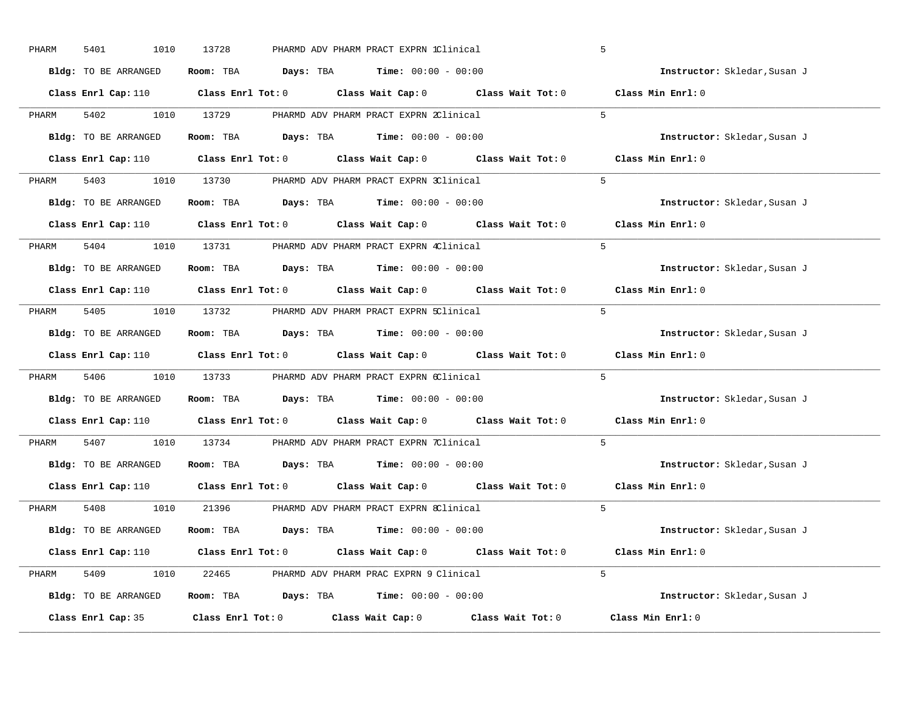PHARM 5401 1010 13728 PHARMD ADV PHARM PRACT EXPRN 1 Clinical 5

**Bldg:** TO BE ARRANGED **Room:** TBA **Days:** TBA **Time:** 00:00 - 00:00 **Instructor:** Skledar,Susan J

**Class Enrl Cap:** 110 **Class Enrl Tot:** 0 **Class Wait Cap:** 0 **Class Wait Tot:** 0 **Class Min Enrl:** 0

---

PHARM 5402 1010 13729 PHARMD ADV PHARM PRACT EXPRN 2 Clinical 5

**Bldg:** TO BE ARRANGED **Room:** TBA **Days:** TBA **Time:** 00:00 - 00:00 **Instructor:** Skledar,Susan J

**Class Enrl Cap:** 110 **Class Enrl Tot:** 0 **Class Wait Cap:** 0 **Class Wait Tot:** 0 **Class Min Enrl:** 0

---

PHARM 5403 1010 13730 PHARMD ADV PHARM PRACT EXPRN 3 Clinical 5

**Bldg:** TO BE ARRANGED **Room:** TBA **Days:** TBA **Time:** 00:00 - 00:00 **Instructor:** Skledar,Susan J

**Class Enrl Cap:** 110 **Class Enrl Tot:** 0 **Class Wait Cap:** 0 **Class Wait Tot:** 0 **Class Min Enrl:** 0

---

PHARM 5404 1010 13731 PHARMD ADV PHARM PRACT EXPRN 4 Clinical 5

**Bldg:** TO BE ARRANGED **Room:** TBA **Days:** TBA **Time:** 00:00 - 00:00 **Instructor:** Skledar,Susan J

**Class Enrl Cap:** 110 **Class Enrl Tot:** 0 **Class Wait Cap:** 0 **Class Wait Tot:** 0 **Class Min Enrl:** 0

---

PHARM 5405 1010 13732 PHARMD ADV PHARM PRACT EXPRN 5 Clinical 5

**Bldg:** TO BE ARRANGED **Room:** TBA **Days:** TBA **Time:** 00:00 - 00:00 **Instructor:** Skledar,Susan J

**Class Enrl Cap:** 110 **Class Enrl Tot:** 0 **Class Wait Cap:** 0 **Class Wait Tot:** 0 **Class Min Enrl:** 0

---

PHARM 5406 1010 13733 PHARMD ADV PHARM PRACT EXPRN 6 Clinical 5

**Bldg:** TO BE ARRANGED **Room:** TBA **Days:** TBA **Time:** 00:00 - 00:00 **Instructor:** Skledar,Susan J

**Class Enrl Cap:** 110 **Class Enrl Tot:** 0 **Class Wait Cap:** 0 **Class Wait Tot:** 0 **Class Min Enrl:** 0

---

PHARM 5407 1010 13734 PHARMD ADV PHARM PRACT EXPRN 7 Clinical 5

**Bldg:** TO BE ARRANGED **Room:** TBA **Days:** TBA **Time:** 00:00 - 00:00 **Instructor:** Skledar,Susan J

**Class Enrl Cap:** 110 **Class Enrl Tot:** 0 **Class Wait Cap:** 0 **Class Wait Tot:** 0 **Class Min Enrl:** 0

---

PHARM 5408 1010 21396 PHARMD ADV PHARM PRACT EXPRN 8 Clinical 5

**Bldg:** TO BE ARRANGED **Room:** TBA **Days:** TBA **Time:** 00:00 - 00:00 **Instructor:** Skledar,Susan J

**Class Enrl Cap:** 110 **Class Enrl Tot:** 0 **Class Wait Cap:** 0 **Class Wait Tot:** 0 **Class Min Enrl:** 0

---

PHARM 5409 1010 22465 PHARMD ADV PHARM PRAC EXPRN 9 Clinical 5

**Bldg:** TO BE ARRANGED **Room:** TBA **Days:** TBA **Time:** 00:00 - 00:00 **Instructor:** Skledar,Susan J

**Class Enrl Cap:** 35 **Class Enrl Tot:** 0 **Class Wait Cap:** 0 **Class Wait Tot:** 0 **Class Min Enrl:** 0

---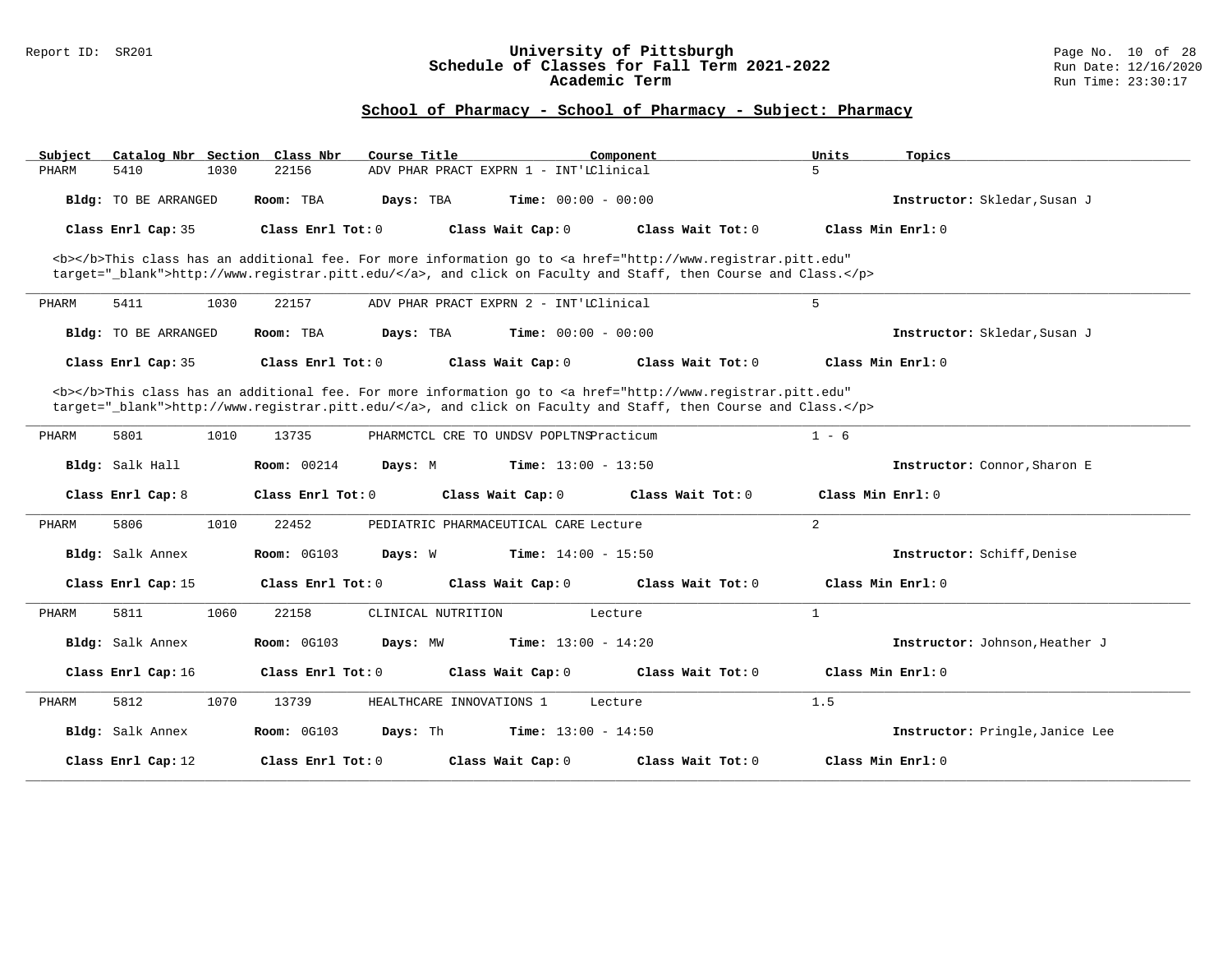## School of Pharmacy - School of Pharmacy - Subject: Pharmacy

| Subject | Catalog Nbr | Section | Class Nbr | Course Title | Component | Units | Topics |
|---|---|---|---|---|---|---|---|
| PHARM | 5410 | 1030 | 22156 | ADV PHAR PRACT EXPRN 1 - INT'L | Clinical | 5 | |

**Bldg:** TO BE ARRANGED **Room:** TBA **Days:** TBA **Time:** 00:00 - 00:00 **Instructor:** Skledar,Susan J

**Class Enrl Cap:** 35 **Class Enrl Tot:** 0 **Class Wait Cap:** 0 **Class Wait Tot:** 0 **Class Min Enrl:** 0

<b></b>This class has an additional fee. For more information go to <a href="http://www.registrar.pitt.edu" target="_blank">http://www.registrar.pitt.edu/</a>, and click on Faculty and Staff, then Course and Class.</p>

---

| Subject | Catalog Nbr | Section | Class Nbr | Course Title | Component | Units | Topics |
|---|---|---|---|---|---|---|---|
| PHARM | 5411 | 1030 | 22157 | ADV PHAR PRACT EXPRN 2 - INT'L | Clinical | 5 | |

**Bldg:** TO BE ARRANGED **Room:** TBA **Days:** TBA **Time:** 00:00 - 00:00 **Instructor:** Skledar,Susan J

**Class Enrl Cap:** 35 **Class Enrl Tot:** 0 **Class Wait Cap:** 0 **Class Wait Tot:** 0 **Class Min Enrl:** 0

<b></b>This class has an additional fee. For more information go to <a href="http://www.registrar.pitt.edu" target="_blank">http://www.registrar.pitt.edu/</a>, and click on Faculty and Staff, then Course and Class.</p>

---

| Subject | Catalog Nbr | Section | Class Nbr | Course Title | Component | Units | Topics |
|---|---|---|---|---|---|---|---|
| PHARM | 5801 | 1010 | 13735 | PHARMCTCL CRE TO UNDSV POPLTNS | Practicum | 1 - 6 | |

**Bldg:** Salk Hall **Room:** 00214 **Days:** M **Time:** 13:00 - 13:50 **Instructor:** Connor,Sharon E

**Class Enrl Cap:** 8 **Class Enrl Tot:** 0 **Class Wait Cap:** 0 **Class Wait Tot:** 0 **Class Min Enrl:** 0

---

| Subject | Catalog Nbr | Section | Class Nbr | Course Title | Component | Units | Topics |
|---|---|---|---|---|---|---|---|
| PHARM | 5806 | 1010 | 22452 | PEDIATRIC PHARMACEUTICAL CARE | Lecture | 2 | |

**Bldg:** Salk Annex **Room:** 0G103 **Days:** W **Time:** 14:00 - 15:50 **Instructor:** Schiff,Denise

**Class Enrl Cap:** 15 **Class Enrl Tot:** 0 **Class Wait Cap:** 0 **Class Wait Tot:** 0 **Class Min Enrl:** 0

---

| Subject | Catalog Nbr | Section | Class Nbr | Course Title | Component | Units | Topics |
|---|---|---|---|---|---|---|---|
| PHARM | 5811 | 1060 | 22158 | CLINICAL NUTRITION | Lecture | 1 | |

**Bldg:** Salk Annex **Room:** 0G103 **Days:** MW **Time:** 13:00 - 14:20 **Instructor:** Johnson,Heather J

**Class Enrl Cap:** 16 **Class Enrl Tot:** 0 **Class Wait Cap:** 0 **Class Wait Tot:** 0 **Class Min Enrl:** 0

---

| Subject | Catalog Nbr | Section | Class Nbr | Course Title | Component | Units | Topics |
|---|---|---|---|---|---|---|---|
| PHARM | 5812 | 1070 | 13739 | HEALTHCARE INNOVATIONS 1 | Lecture | 1.5 | |

**Bldg:** Salk Annex **Room:** 0G103 **Days:** Th **Time:** 13:00 - 14:50 **Instructor:** Pringle,Janice Lee

**Class Enrl Cap:** 12 **Class Enrl Tot:** 0 **Class Wait Cap:** 0 **Class Wait Tot:** 0 **Class Min Enrl:** 0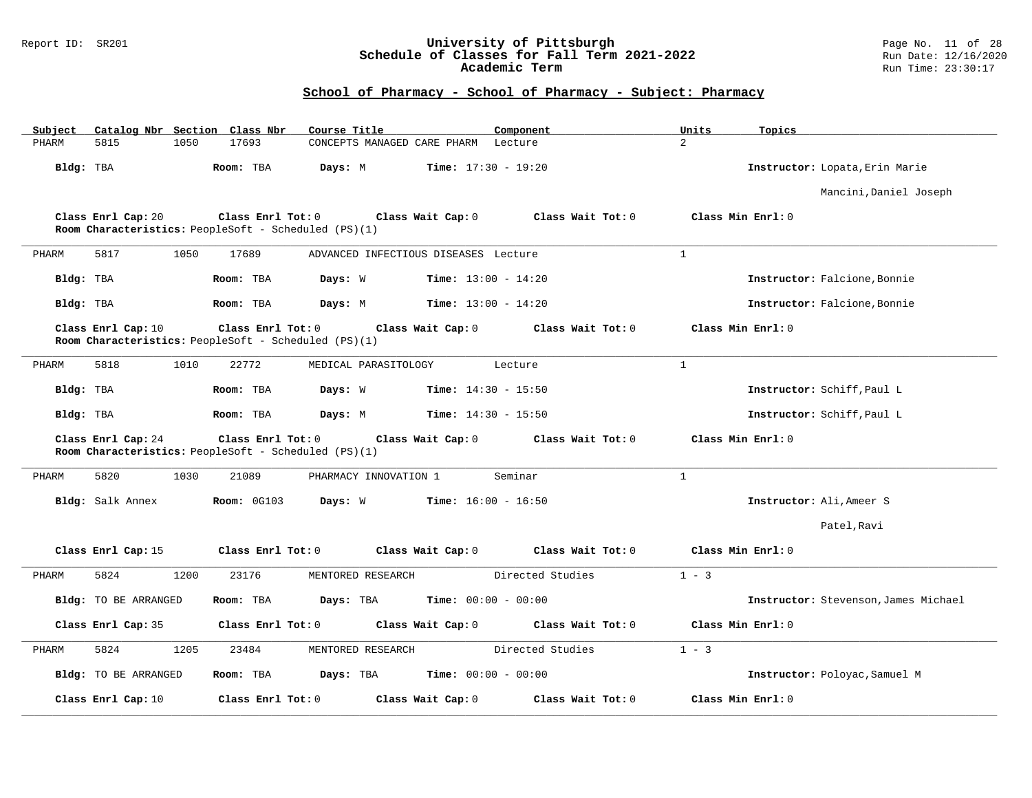## School of Pharmacy - School of Pharmacy - Subject: Pharmacy

| Subject | Catalog Nbr | Section | Class Nbr | Course Title | Component | Units | Topics |
|---|---|---|---|---|---|---|---|
| PHARM | 5815 | 1050 | 17693 | CONCEPTS MANAGED CARE PHARM | Lecture | 2 | |

**Bldg:** TBA **Room:** TBA **Days:** M **Time:** 17:30 - 19:20 **Instructor:** Lopata,Erin Marie

Mancini,Daniel Joseph

**Class Enrl Cap:** 20 **Class Enrl Tot:** 0 **Class Wait Cap:** 0 **Class Wait Tot:** 0 **Class Min Enrl:** 0
**Room Characteristics:** PeopleSoft - Scheduled (PS)(1)

---

| Subject | Catalog Nbr | Section | Class Nbr | Course Title | Component | Units | Topics |
|---|---|---|---|---|---|---|---|
| PHARM | 5817 | 1050 | 17689 | ADVANCED INFECTIOUS DISEASES | Lecture | 1 | |

**Bldg:** TBA **Room:** TBA **Days:** W **Time:** 13:00 - 14:20 **Instructor:** Falcione,Bonnie

**Bldg:** TBA **Room:** TBA **Days:** M **Time:** 13:00 - 14:20 **Instructor:** Falcione,Bonnie

**Class Enrl Cap:** 10 **Class Enrl Tot:** 0 **Class Wait Cap:** 0 **Class Wait Tot:** 0 **Class Min Enrl:** 0
**Room Characteristics:** PeopleSoft - Scheduled (PS)(1)

---

| Subject | Catalog Nbr | Section | Class Nbr | Course Title | Component | Units | Topics |
|---|---|---|---|---|---|---|---|
| PHARM | 5818 | 1010 | 22772 | MEDICAL PARASITOLOGY | Lecture | 1 | |

**Bldg:** TBA **Room:** TBA **Days:** W **Time:** 14:30 - 15:50 **Instructor:** Schiff,Paul L

**Bldg:** TBA **Room:** TBA **Days:** M **Time:** 14:30 - 15:50 **Instructor:** Schiff,Paul L

**Class Enrl Cap:** 24 **Class Enrl Tot:** 0 **Class Wait Cap:** 0 **Class Wait Tot:** 0 **Class Min Enrl:** 0
**Room Characteristics:** PeopleSoft - Scheduled (PS)(1)

---

| Subject | Catalog Nbr | Section | Class Nbr | Course Title | Component | Units | Topics |
|---|---|---|---|---|---|---|---|
| PHARM | 5820 | 1030 | 21089 | PHARMACY INNOVATION 1 | Seminar | 1 | |

**Bldg:** Salk Annex **Room:** 0G103 **Days:** W **Time:** 16:00 - 16:50 **Instructor:** Ali,Ameer S

Patel,Ravi

**Class Enrl Cap:** 15 **Class Enrl Tot:** 0 **Class Wait Cap:** 0 **Class Wait Tot:** 0 **Class Min Enrl:** 0

---

| Subject | Catalog Nbr | Section | Class Nbr | Course Title | Component | Units | Topics |
|---|---|---|---|---|---|---|---|
| PHARM | 5824 | 1200 | 23176 | MENTORED RESEARCH | Directed Studies | 1 - 3 | |

**Bldg:** TO BE ARRANGED **Room:** TBA **Days:** TBA **Time:** 00:00 - 00:00 **Instructor:** Stevenson,James Michael

**Class Enrl Cap:** 35 **Class Enrl Tot:** 0 **Class Wait Cap:** 0 **Class Wait Tot:** 0 **Class Min Enrl:** 0

---

| Subject | Catalog Nbr | Section | Class Nbr | Course Title | Component | Units | Topics |
|---|---|---|---|---|---|---|---|
| PHARM | 5824 | 1205 | 23484 | MENTORED RESEARCH | Directed Studies | 1 - 3 | |

**Bldg:** TO BE ARRANGED **Room:** TBA **Days:** TBA **Time:** 00:00 - 00:00 **Instructor:** Poloyac,Samuel M

**Class Enrl Cap:** 10 **Class Enrl Tot:** 0 **Class Wait Cap:** 0 **Class Wait Tot:** 0 **Class Min Enrl:** 0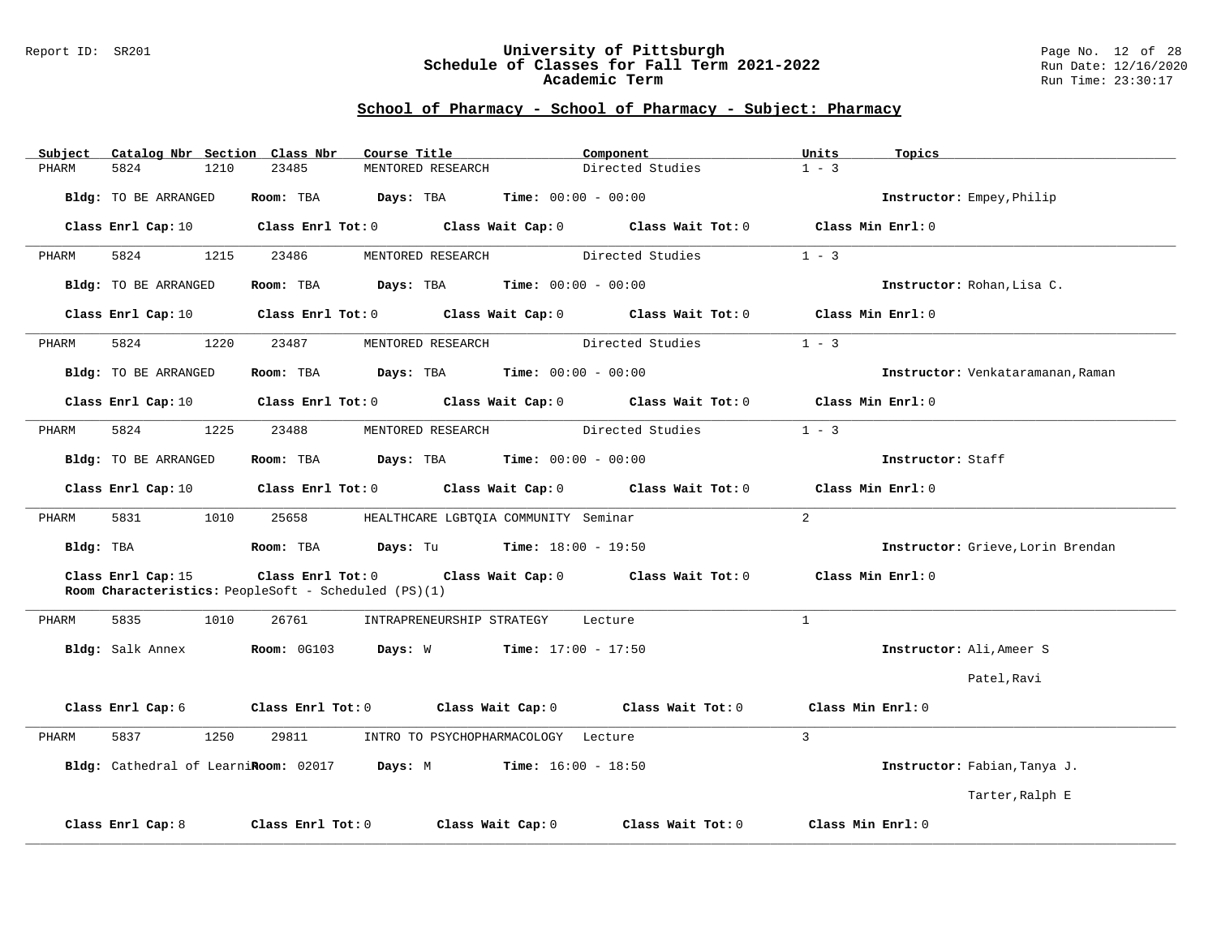## School of Pharmacy - School of Pharmacy - Subject: Pharmacy

| Subject | Catalog Nbr | Section | Class Nbr | Course Title | Component | Units | Topics |
|---|---|---|---|---|---|---|---|
| PHARM | 5824 | 1210 | 23485 | MENTORED RESEARCH | Directed Studies | 1 - 3 | |

**Bldg:** TO BE ARRANGED **Room:** TBA **Days:** TBA **Time:** 00:00 - 00:00 **Instructor:** Empey,Philip

**Class Enrl Cap:** 10 **Class Enrl Tot:** 0 **Class Wait Cap:** 0 **Class Wait Tot:** 0 **Class Min Enrl:** 0

---

| Subject | Catalog Nbr | Section | Class Nbr | Course Title | Component | Units | Topics |
|---|---|---|---|---|---|---|---|
| PHARM | 5824 | 1215 | 23486 | MENTORED RESEARCH | Directed Studies | 1 - 3 | |

**Bldg:** TO BE ARRANGED **Room:** TBA **Days:** TBA **Time:** 00:00 - 00:00 **Instructor:** Rohan,Lisa C.

**Class Enrl Cap:** 10 **Class Enrl Tot:** 0 **Class Wait Cap:** 0 **Class Wait Tot:** 0 **Class Min Enrl:** 0

---

| Subject | Catalog Nbr | Section | Class Nbr | Course Title | Component | Units | Topics |
|---|---|---|---|---|---|---|---|
| PHARM | 5824 | 1220 | 23487 | MENTORED RESEARCH | Directed Studies | 1 - 3 | |

**Bldg:** TO BE ARRANGED **Room:** TBA **Days:** TBA **Time:** 00:00 - 00:00 **Instructor:** Venkataramanan,Raman

**Class Enrl Cap:** 10 **Class Enrl Tot:** 0 **Class Wait Cap:** 0 **Class Wait Tot:** 0 **Class Min Enrl:** 0

---

| Subject | Catalog Nbr | Section | Class Nbr | Course Title | Component | Units | Topics |
|---|---|---|---|---|---|---|---|
| PHARM | 5824 | 1225 | 23488 | MENTORED RESEARCH | Directed Studies | 1 - 3 | |

**Bldg:** TO BE ARRANGED **Room:** TBA **Days:** TBA **Time:** 00:00 - 00:00 **Instructor:** Staff

**Class Enrl Cap:** 10 **Class Enrl Tot:** 0 **Class Wait Cap:** 0 **Class Wait Tot:** 0 **Class Min Enrl:** 0

---

| Subject | Catalog Nbr | Section | Class Nbr | Course Title | Component | Units | Topics |
|---|---|---|---|---|---|---|---|
| PHARM | 5831 | 1010 | 25658 | HEALTHCARE LGBTQIA COMMUNITY | Seminar | 2 | |

**Bldg:** TBA **Room:** TBA **Days:** Tu **Time:** 18:00 - 19:50 **Instructor:** Grieve,Lorin Brendan

**Class Enrl Cap:** 15 **Class Enrl Tot:** 0 **Class Wait Cap:** 0 **Class Wait Tot:** 0 **Class Min Enrl:** 0

**Room Characteristics:** PeopleSoft - Scheduled (PS)(1)

---

| Subject | Catalog Nbr | Section | Class Nbr | Course Title | Component | Units | Topics |
|---|---|---|---|---|---|---|---|
| PHARM | 5835 | 1010 | 26761 | INTRAPRENEURSHIP STRATEGY | Lecture | 1 | |

**Bldg:** Salk Annex **Room:** 0G103 **Days:** W **Time:** 17:00 - 17:50 **Instructor:** Ali,Ameer S; Patel,Ravi

**Class Enrl Cap:** 6 **Class Enrl Tot:** 0 **Class Wait Cap:** 0 **Class Wait Tot:** 0 **Class Min Enrl:** 0

---

| Subject | Catalog Nbr | Section | Class Nbr | Course Title | Component | Units | Topics |
|---|---|---|---|---|---|---|---|
| PHARM | 5837 | 1250 | 29811 | INTRO TO PSYCHOPHARMACOLOGY | Lecture | 3 | |

**Bldg:** Cathedral of Learnin **Room:** 02017 **Days:** M **Time:** 16:00 - 18:50 **Instructor:** Fabian,Tanya J.; Tarter,Ralph E

**Class Enrl Cap:** 8 **Class Enrl Tot:** 0 **Class Wait Cap:** 0 **Class Wait Tot:** 0 **Class Min Enrl:** 0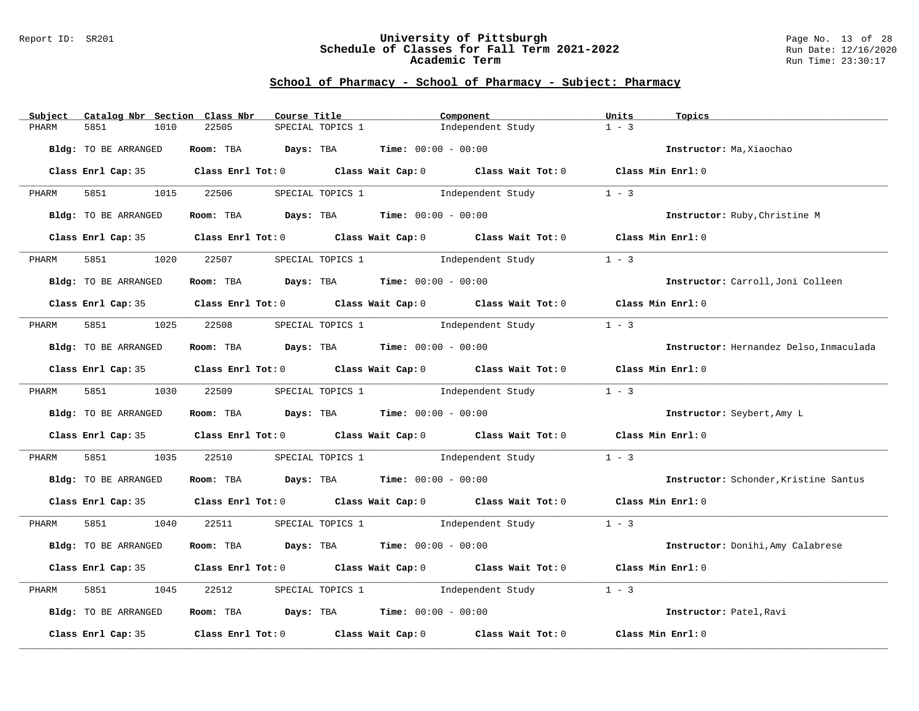## School of Pharmacy - School of Pharmacy - Subject: Pharmacy

| Subject | Catalog Nbr | Section | Class Nbr | Course Title | Component | Units | Topics |
|---|---|---|---|---|---|---|---|
| PHARM | 5851 | 1010 | 22505 | SPECIAL TOPICS 1 | Independent Study | 1 - 3 | |

**Bldg:** TO BE ARRANGED **Room:** TBA **Days:** TBA **Time:** 00:00 - 00:00 **Instructor:** Ma,Xiaochao

**Class Enrl Cap:** 35 **Class Enrl Tot:** 0 **Class Wait Cap:** 0 **Class Wait Tot:** 0 **Class Min Enrl:** 0

| Subject | Catalog Nbr | Section | Class Nbr | Course Title | Component | Units | Topics |
|---|---|---|---|---|---|---|---|
| PHARM | 5851 | 1015 | 22506 | SPECIAL TOPICS 1 | Independent Study | 1 - 3 | |

**Bldg:** TO BE ARRANGED **Room:** TBA **Days:** TBA **Time:** 00:00 - 00:00 **Instructor:** Ruby,Christine M

**Class Enrl Cap:** 35 **Class Enrl Tot:** 0 **Class Wait Cap:** 0 **Class Wait Tot:** 0 **Class Min Enrl:** 0

| Subject | Catalog Nbr | Section | Class Nbr | Course Title | Component | Units | Topics |
|---|---|---|---|---|---|---|---|
| PHARM | 5851 | 1020 | 22507 | SPECIAL TOPICS 1 | Independent Study | 1 - 3 | |

**Bldg:** TO BE ARRANGED **Room:** TBA **Days:** TBA **Time:** 00:00 - 00:00 **Instructor:** Carroll,Joni Colleen

**Class Enrl Cap:** 35 **Class Enrl Tot:** 0 **Class Wait Cap:** 0 **Class Wait Tot:** 0 **Class Min Enrl:** 0

| Subject | Catalog Nbr | Section | Class Nbr | Course Title | Component | Units | Topics |
|---|---|---|---|---|---|---|---|
| PHARM | 5851 | 1025 | 22508 | SPECIAL TOPICS 1 | Independent Study | 1 - 3 | |

**Bldg:** TO BE ARRANGED **Room:** TBA **Days:** TBA **Time:** 00:00 - 00:00 **Instructor:** Hernandez Delso,Inmaculada

**Class Enrl Cap:** 35 **Class Enrl Tot:** 0 **Class Wait Cap:** 0 **Class Wait Tot:** 0 **Class Min Enrl:** 0

| Subject | Catalog Nbr | Section | Class Nbr | Course Title | Component | Units | Topics |
|---|---|---|---|---|---|---|---|
| PHARM | 5851 | 1030 | 22509 | SPECIAL TOPICS 1 | Independent Study | 1 - 3 | |

**Bldg:** TO BE ARRANGED **Room:** TBA **Days:** TBA **Time:** 00:00 - 00:00 **Instructor:** Seybert,Amy L

**Class Enrl Cap:** 35 **Class Enrl Tot:** 0 **Class Wait Cap:** 0 **Class Wait Tot:** 0 **Class Min Enrl:** 0

| Subject | Catalog Nbr | Section | Class Nbr | Course Title | Component | Units | Topics |
|---|---|---|---|---|---|---|---|
| PHARM | 5851 | 1035 | 22510 | SPECIAL TOPICS 1 | Independent Study | 1 - 3 | |

**Bldg:** TO BE ARRANGED **Room:** TBA **Days:** TBA **Time:** 00:00 - 00:00 **Instructor:** Schonder,Kristine Santus

**Class Enrl Cap:** 35 **Class Enrl Tot:** 0 **Class Wait Cap:** 0 **Class Wait Tot:** 0 **Class Min Enrl:** 0

| Subject | Catalog Nbr | Section | Class Nbr | Course Title | Component | Units | Topics |
|---|---|---|---|---|---|---|---|
| PHARM | 5851 | 1040 | 22511 | SPECIAL TOPICS 1 | Independent Study | 1 - 3 | |

**Bldg:** TO BE ARRANGED **Room:** TBA **Days:** TBA **Time:** 00:00 - 00:00 **Instructor:** Donihi,Amy Calabrese

**Class Enrl Cap:** 35 **Class Enrl Tot:** 0 **Class Wait Cap:** 0 **Class Wait Tot:** 0 **Class Min Enrl:** 0

| Subject | Catalog Nbr | Section | Class Nbr | Course Title | Component | Units | Topics |
|---|---|---|---|---|---|---|---|
| PHARM | 5851 | 1045 | 22512 | SPECIAL TOPICS 1 | Independent Study | 1 - 3 | |

**Bldg:** TO BE ARRANGED **Room:** TBA **Days:** TBA **Time:** 00:00 - 00:00 **Instructor:** Patel,Ravi

**Class Enrl Cap:** 35 **Class Enrl Tot:** 0 **Class Wait Cap:** 0 **Class Wait Tot:** 0 **Class Min Enrl:** 0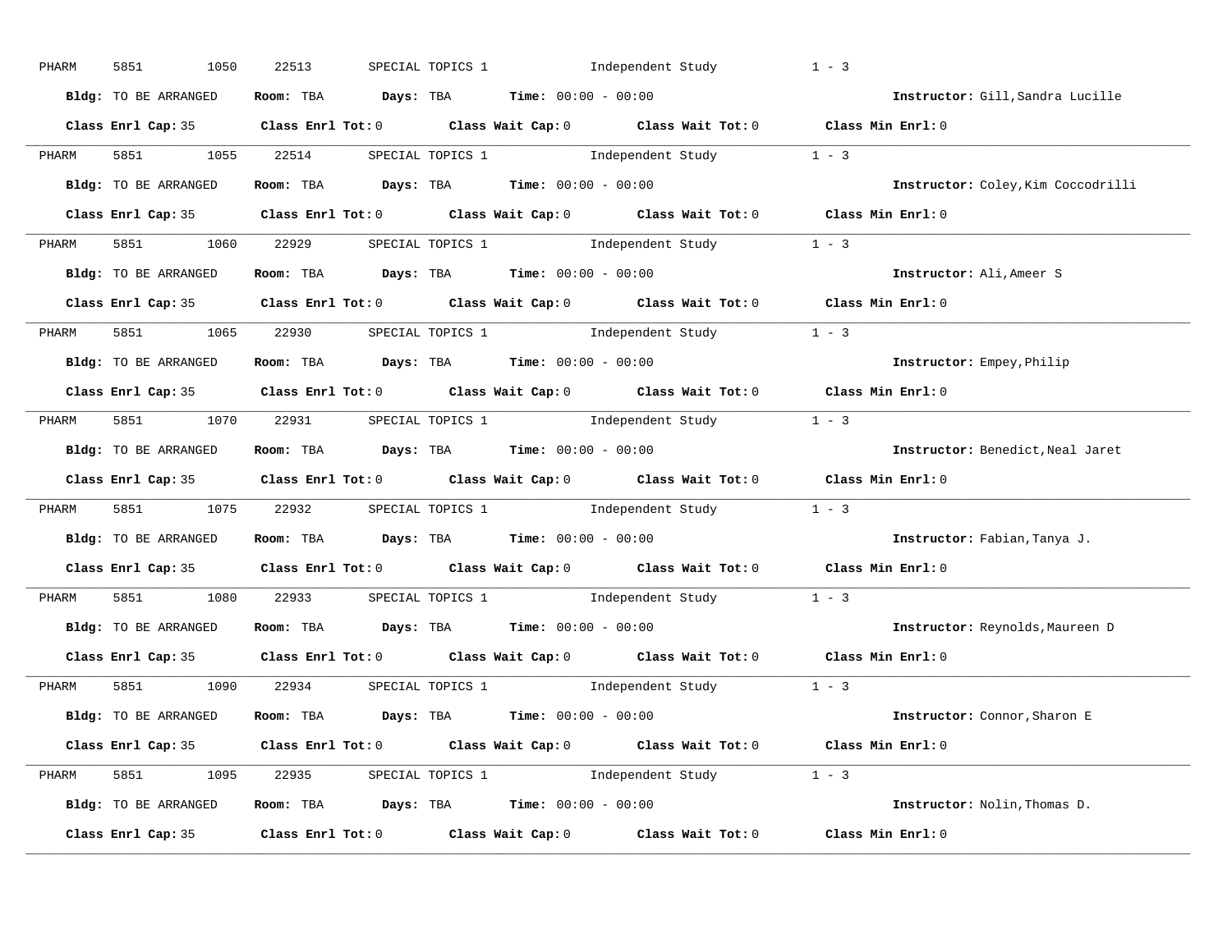PHARM 5851 1050 22513 SPECIAL TOPICS 1 Independent Study 1 - 3

**Bldg:** TO BE ARRANGED **Room:** TBA **Days:** TBA **Time:** 00:00 - 00:00 **Instructor:** Gill,Sandra Lucille

**Class Enrl Cap:** 35 **Class Enrl Tot:** 0 **Class Wait Cap:** 0 **Class Wait Tot:** 0 **Class Min Enrl:** 0

---

PHARM 5851 1055 22514 SPECIAL TOPICS 1 Independent Study 1 - 3

**Bldg:** TO BE ARRANGED **Room:** TBA **Days:** TBA **Time:** 00:00 - 00:00 **Instructor:** Coley,Kim Coccodrilli

**Class Enrl Cap:** 35 **Class Enrl Tot:** 0 **Class Wait Cap:** 0 **Class Wait Tot:** 0 **Class Min Enrl:** 0

---

PHARM 5851 1060 22929 SPECIAL TOPICS 1 Independent Study 1 - 3

**Bldg:** TO BE ARRANGED **Room:** TBA **Days:** TBA **Time:** 00:00 - 00:00 **Instructor:** Ali,Ameer S

**Class Enrl Cap:** 35 **Class Enrl Tot:** 0 **Class Wait Cap:** 0 **Class Wait Tot:** 0 **Class Min Enrl:** 0

---

PHARM 5851 1065 22930 SPECIAL TOPICS 1 Independent Study 1 - 3

**Bldg:** TO BE ARRANGED **Room:** TBA **Days:** TBA **Time:** 00:00 - 00:00 **Instructor:** Empey,Philip

**Class Enrl Cap:** 35 **Class Enrl Tot:** 0 **Class Wait Cap:** 0 **Class Wait Tot:** 0 **Class Min Enrl:** 0

---

PHARM 5851 1070 22931 SPECIAL TOPICS 1 Independent Study 1 - 3

**Bldg:** TO BE ARRANGED **Room:** TBA **Days:** TBA **Time:** 00:00 - 00:00 **Instructor:** Benedict,Neal Jaret

**Class Enrl Cap:** 35 **Class Enrl Tot:** 0 **Class Wait Cap:** 0 **Class Wait Tot:** 0 **Class Min Enrl:** 0

---

PHARM 5851 1075 22932 SPECIAL TOPICS 1 Independent Study 1 - 3

**Bldg:** TO BE ARRANGED **Room:** TBA **Days:** TBA **Time:** 00:00 - 00:00 **Instructor:** Fabian,Tanya J.

**Class Enrl Cap:** 35 **Class Enrl Tot:** 0 **Class Wait Cap:** 0 **Class Wait Tot:** 0 **Class Min Enrl:** 0

---

PHARM 5851 1080 22933 SPECIAL TOPICS 1 Independent Study 1 - 3

**Bldg:** TO BE ARRANGED **Room:** TBA **Days:** TBA **Time:** 00:00 - 00:00 **Instructor:** Reynolds,Maureen D

**Class Enrl Cap:** 35 **Class Enrl Tot:** 0 **Class Wait Cap:** 0 **Class Wait Tot:** 0 **Class Min Enrl:** 0

---

PHARM 5851 1090 22934 SPECIAL TOPICS 1 Independent Study 1 - 3

**Bldg:** TO BE ARRANGED **Room:** TBA **Days:** TBA **Time:** 00:00 - 00:00 **Instructor:** Connor,Sharon E

**Class Enrl Cap:** 35 **Class Enrl Tot:** 0 **Class Wait Cap:** 0 **Class Wait Tot:** 0 **Class Min Enrl:** 0

---

PHARM 5851 1095 22935 SPECIAL TOPICS 1 Independent Study 1 - 3

**Bldg:** TO BE ARRANGED **Room:** TBA **Days:** TBA **Time:** 00:00 - 00:00 **Instructor:** Nolin,Thomas D.

**Class Enrl Cap:** 35 **Class Enrl Tot:** 0 **Class Wait Cap:** 0 **Class Wait Tot:** 0 **Class Min Enrl:** 0

---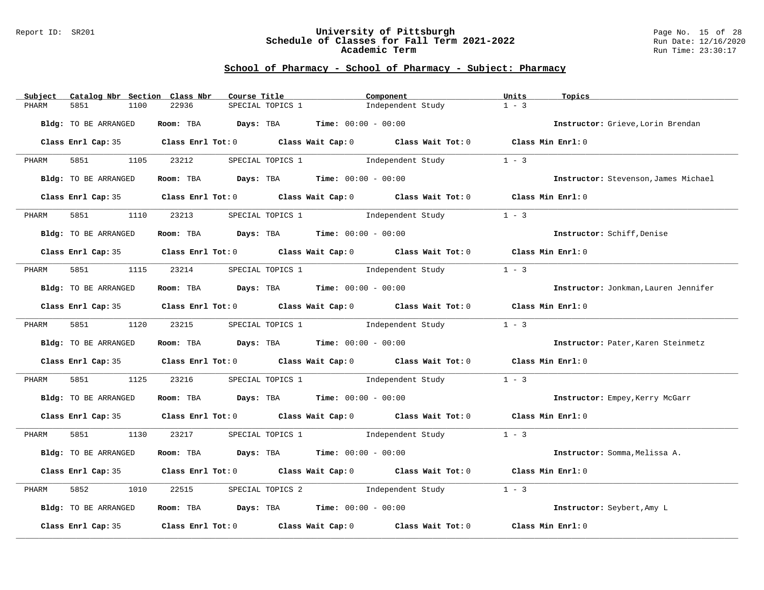## School of Pharmacy - School of Pharmacy - Subject: Pharmacy

| Subject | Catalog Nbr | Section | Class Nbr | Course Title | Component | Units | Topics |
|---|---|---|---|---|---|---|---|
| PHARM | 5851 | 1100 | 22936 | SPECIAL TOPICS 1 | Independent Study | 1 - 3 | |

**Bldg:** TO BE ARRANGED **Room:** TBA **Days:** TBA **Time:** 00:00 - 00:00 **Instructor:** Grieve,Lorin Brendan

**Class Enrl Cap:** 35 **Class Enrl Tot:** 0 **Class Wait Cap:** 0 **Class Wait Tot:** 0 **Class Min Enrl:** 0

---

| Subject | Catalog Nbr | Section | Class Nbr | Course Title | Component | Units | Topics |
|---|---|---|---|---|---|---|---|
| PHARM | 5851 | 1105 | 23212 | SPECIAL TOPICS 1 | Independent Study | 1 - 3 | |

**Bldg:** TO BE ARRANGED **Room:** TBA **Days:** TBA **Time:** 00:00 - 00:00 **Instructor:** Stevenson,James Michael

**Class Enrl Cap:** 35 **Class Enrl Tot:** 0 **Class Wait Cap:** 0 **Class Wait Tot:** 0 **Class Min Enrl:** 0

---

| Subject | Catalog Nbr | Section | Class Nbr | Course Title | Component | Units | Topics |
|---|---|---|---|---|---|---|---|
| PHARM | 5851 | 1110 | 23213 | SPECIAL TOPICS 1 | Independent Study | 1 - 3 | |

**Bldg:** TO BE ARRANGED **Room:** TBA **Days:** TBA **Time:** 00:00 - 00:00 **Instructor:** Schiff,Denise

**Class Enrl Cap:** 35 **Class Enrl Tot:** 0 **Class Wait Cap:** 0 **Class Wait Tot:** 0 **Class Min Enrl:** 0

---

| Subject | Catalog Nbr | Section | Class Nbr | Course Title | Component | Units | Topics |
|---|---|---|---|---|---|---|---|
| PHARM | 5851 | 1115 | 23214 | SPECIAL TOPICS 1 | Independent Study | 1 - 3 | |

**Bldg:** TO BE ARRANGED **Room:** TBA **Days:** TBA **Time:** 00:00 - 00:00 **Instructor:** Jonkman,Lauren Jennifer

**Class Enrl Cap:** 35 **Class Enrl Tot:** 0 **Class Wait Cap:** 0 **Class Wait Tot:** 0 **Class Min Enrl:** 0

---

| Subject | Catalog Nbr | Section | Class Nbr | Course Title | Component | Units | Topics |
|---|---|---|---|---|---|---|---|
| PHARM | 5851 | 1120 | 23215 | SPECIAL TOPICS 1 | Independent Study | 1 - 3 | |

**Bldg:** TO BE ARRANGED **Room:** TBA **Days:** TBA **Time:** 00:00 - 00:00 **Instructor:** Pater,Karen Steinmetz

**Class Enrl Cap:** 35 **Class Enrl Tot:** 0 **Class Wait Cap:** 0 **Class Wait Tot:** 0 **Class Min Enrl:** 0

---

| Subject | Catalog Nbr | Section | Class Nbr | Course Title | Component | Units | Topics |
|---|---|---|---|---|---|---|---|
| PHARM | 5851 | 1125 | 23216 | SPECIAL TOPICS 1 | Independent Study | 1 - 3 | |

**Bldg:** TO BE ARRANGED **Room:** TBA **Days:** TBA **Time:** 00:00 - 00:00 **Instructor:** Empey,Kerry McGarr

**Class Enrl Cap:** 35 **Class Enrl Tot:** 0 **Class Wait Cap:** 0 **Class Wait Tot:** 0 **Class Min Enrl:** 0

---

| Subject | Catalog Nbr | Section | Class Nbr | Course Title | Component | Units | Topics |
|---|---|---|---|---|---|---|---|
| PHARM | 5851 | 1130 | 23217 | SPECIAL TOPICS 1 | Independent Study | 1 - 3 | |

**Bldg:** TO BE ARRANGED **Room:** TBA **Days:** TBA **Time:** 00:00 - 00:00 **Instructor:** Somma,Melissa A.

**Class Enrl Cap:** 35 **Class Enrl Tot:** 0 **Class Wait Cap:** 0 **Class Wait Tot:** 0 **Class Min Enrl:** 0

---

| Subject | Catalog Nbr | Section | Class Nbr | Course Title | Component | Units | Topics |
|---|---|---|---|---|---|---|---|
| PHARM | 5852 | 1010 | 22515 | SPECIAL TOPICS 2 | Independent Study | 1 - 3 | |

**Bldg:** TO BE ARRANGED **Room:** TBA **Days:** TBA **Time:** 00:00 - 00:00 **Instructor:** Seybert,Amy L

**Class Enrl Cap:** 35 **Class Enrl Tot:** 0 **Class Wait Cap:** 0 **Class Wait Tot:** 0 **Class Min Enrl:** 0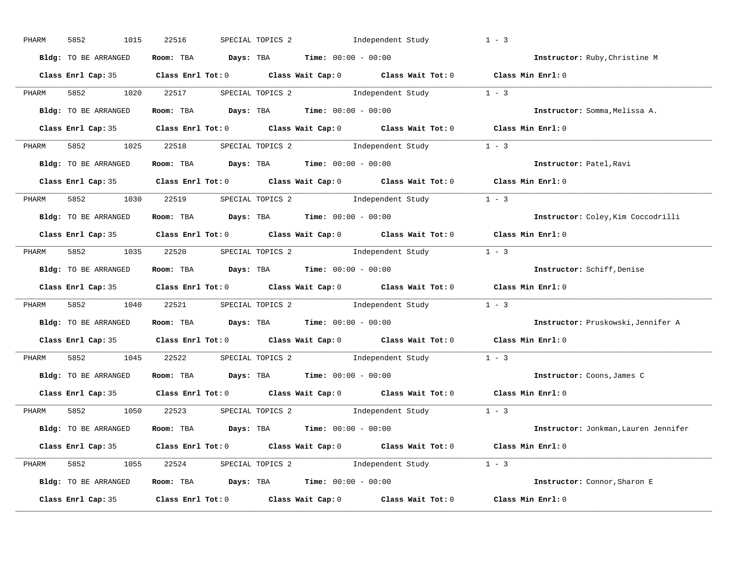PHARM 5852 1015 22516 SPECIAL TOPICS 2 Independent Study 1 - 3

**Bldg:** TO BE ARRANGED **Room:** TBA **Days:** TBA **Time:** 00:00 - 00:00 **Instructor:** Ruby,Christine M

**Class Enrl Cap:** 35 **Class Enrl Tot:** 0 **Class Wait Cap:** 0 **Class Wait Tot:** 0 **Class Min Enrl:** 0

---

PHARM 5852 1020 22517 SPECIAL TOPICS 2 Independent Study 1 - 3

**Bldg:** TO BE ARRANGED **Room:** TBA **Days:** TBA **Time:** 00:00 - 00:00 **Instructor:** Somma,Melissa A.

**Class Enrl Cap:** 35 **Class Enrl Tot:** 0 **Class Wait Cap:** 0 **Class Wait Tot:** 0 **Class Min Enrl:** 0

---

PHARM 5852 1025 22518 SPECIAL TOPICS 2 Independent Study 1 - 3

**Bldg:** TO BE ARRANGED **Room:** TBA **Days:** TBA **Time:** 00:00 - 00:00 **Instructor:** Patel,Ravi

**Class Enrl Cap:** 35 **Class Enrl Tot:** 0 **Class Wait Cap:** 0 **Class Wait Tot:** 0 **Class Min Enrl:** 0

---

PHARM 5852 1030 22519 SPECIAL TOPICS 2 Independent Study 1 - 3

**Bldg:** TO BE ARRANGED **Room:** TBA **Days:** TBA **Time:** 00:00 - 00:00 **Instructor:** Coley,Kim Coccodrilli

**Class Enrl Cap:** 35 **Class Enrl Tot:** 0 **Class Wait Cap:** 0 **Class Wait Tot:** 0 **Class Min Enrl:** 0

---

PHARM 5852 1035 22520 SPECIAL TOPICS 2 Independent Study 1 - 3

**Bldg:** TO BE ARRANGED **Room:** TBA **Days:** TBA **Time:** 00:00 - 00:00 **Instructor:** Schiff,Denise

**Class Enrl Cap:** 35 **Class Enrl Tot:** 0 **Class Wait Cap:** 0 **Class Wait Tot:** 0 **Class Min Enrl:** 0

---

PHARM 5852 1040 22521 SPECIAL TOPICS 2 Independent Study 1 - 3

**Bldg:** TO BE ARRANGED **Room:** TBA **Days:** TBA **Time:** 00:00 - 00:00 **Instructor:** Pruskowski,Jennifer A

**Class Enrl Cap:** 35 **Class Enrl Tot:** 0 **Class Wait Cap:** 0 **Class Wait Tot:** 0 **Class Min Enrl:** 0

---

PHARM 5852 1045 22522 SPECIAL TOPICS 2 Independent Study 1 - 3

**Bldg:** TO BE ARRANGED **Room:** TBA **Days:** TBA **Time:** 00:00 - 00:00 **Instructor:** Coons,James C

**Class Enrl Cap:** 35 **Class Enrl Tot:** 0 **Class Wait Cap:** 0 **Class Wait Tot:** 0 **Class Min Enrl:** 0

---

PHARM 5852 1050 22523 SPECIAL TOPICS 2 Independent Study 1 - 3

**Bldg:** TO BE ARRANGED **Room:** TBA **Days:** TBA **Time:** 00:00 - 00:00 **Instructor:** Jonkman,Lauren Jennifer

**Class Enrl Cap:** 35 **Class Enrl Tot:** 0 **Class Wait Cap:** 0 **Class Wait Tot:** 0 **Class Min Enrl:** 0

---

PHARM 5852 1055 22524 SPECIAL TOPICS 2 Independent Study 1 - 3

**Bldg:** TO BE ARRANGED **Room:** TBA **Days:** TBA **Time:** 00:00 - 00:00 **Instructor:** Connor,Sharon E

**Class Enrl Cap:** 35 **Class Enrl Tot:** 0 **Class Wait Cap:** 0 **Class Wait Tot:** 0 **Class Min Enrl:** 0

---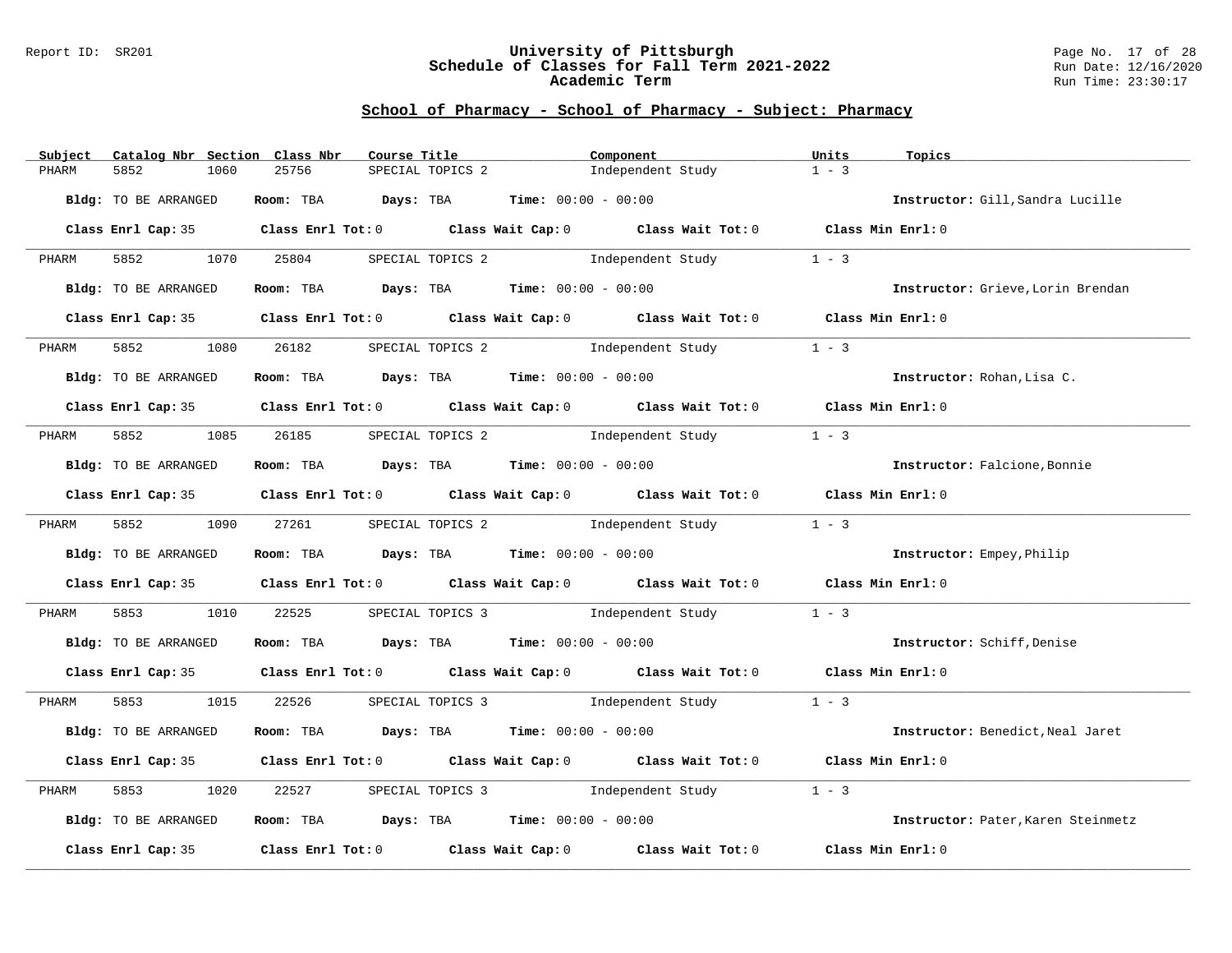## School of Pharmacy - School of Pharmacy - Subject: Pharmacy

| Subject | Catalog Nbr | Section | Class Nbr | Course Title | Component | Units | Topics |
|---|---|---|---|---|---|---|---|
| PHARM | 5852 | 1060 | 25756 | SPECIAL TOPICS 2 | Independent Study | 1 - 3 | |

**Bldg:** TO BE ARRANGED **Room:** TBA **Days:** TBA **Time:** 00:00 - 00:00 **Instructor:** Gill,Sandra Lucille

**Class Enrl Cap:** 35 **Class Enrl Tot:** 0 **Class Wait Cap:** 0 **Class Wait Tot:** 0 **Class Min Enrl:** 0

---

| Subject | Catalog Nbr | Section | Class Nbr | Course Title | Component | Units | Topics |
|---|---|---|---|---|---|---|---|
| PHARM | 5852 | 1070 | 25804 | SPECIAL TOPICS 2 | Independent Study | 1 - 3 | |

**Bldg:** TO BE ARRANGED **Room:** TBA **Days:** TBA **Time:** 00:00 - 00:00 **Instructor:** Grieve,Lorin Brendan

**Class Enrl Cap:** 35 **Class Enrl Tot:** 0 **Class Wait Cap:** 0 **Class Wait Tot:** 0 **Class Min Enrl:** 0

---

| Subject | Catalog Nbr | Section | Class Nbr | Course Title | Component | Units | Topics |
|---|---|---|---|---|---|---|---|
| PHARM | 5852 | 1080 | 26182 | SPECIAL TOPICS 2 | Independent Study | 1 - 3 | |

**Bldg:** TO BE ARRANGED **Room:** TBA **Days:** TBA **Time:** 00:00 - 00:00 **Instructor:** Rohan,Lisa C.

**Class Enrl Cap:** 35 **Class Enrl Tot:** 0 **Class Wait Cap:** 0 **Class Wait Tot:** 0 **Class Min Enrl:** 0

---

| Subject | Catalog Nbr | Section | Class Nbr | Course Title | Component | Units | Topics |
|---|---|---|---|---|---|---|---|
| PHARM | 5852 | 1085 | 26185 | SPECIAL TOPICS 2 | Independent Study | 1 - 3 | |

**Bldg:** TO BE ARRANGED **Room:** TBA **Days:** TBA **Time:** 00:00 - 00:00 **Instructor:** Falcione,Bonnie

**Class Enrl Cap:** 35 **Class Enrl Tot:** 0 **Class Wait Cap:** 0 **Class Wait Tot:** 0 **Class Min Enrl:** 0

---

| Subject | Catalog Nbr | Section | Class Nbr | Course Title | Component | Units | Topics |
|---|---|---|---|---|---|---|---|
| PHARM | 5852 | 1090 | 27261 | SPECIAL TOPICS 2 | Independent Study | 1 - 3 | |

**Bldg:** TO BE ARRANGED **Room:** TBA **Days:** TBA **Time:** 00:00 - 00:00 **Instructor:** Empey,Philip

**Class Enrl Cap:** 35 **Class Enrl Tot:** 0 **Class Wait Cap:** 0 **Class Wait Tot:** 0 **Class Min Enrl:** 0

---

| Subject | Catalog Nbr | Section | Class Nbr | Course Title | Component | Units | Topics |
|---|---|---|---|---|---|---|---|
| PHARM | 5853 | 1010 | 22525 | SPECIAL TOPICS 3 | Independent Study | 1 - 3 | |

**Bldg:** TO BE ARRANGED **Room:** TBA **Days:** TBA **Time:** 00:00 - 00:00 **Instructor:** Schiff,Denise

**Class Enrl Cap:** 35 **Class Enrl Tot:** 0 **Class Wait Cap:** 0 **Class Wait Tot:** 0 **Class Min Enrl:** 0

---

| Subject | Catalog Nbr | Section | Class Nbr | Course Title | Component | Units | Topics |
|---|---|---|---|---|---|---|---|
| PHARM | 5853 | 1015 | 22526 | SPECIAL TOPICS 3 | Independent Study | 1 - 3 | |

**Bldg:** TO BE ARRANGED **Room:** TBA **Days:** TBA **Time:** 00:00 - 00:00 **Instructor:** Benedict,Neal Jaret

**Class Enrl Cap:** 35 **Class Enrl Tot:** 0 **Class Wait Cap:** 0 **Class Wait Tot:** 0 **Class Min Enrl:** 0

---

| Subject | Catalog Nbr | Section | Class Nbr | Course Title | Component | Units | Topics |
|---|---|---|---|---|---|---|---|
| PHARM | 5853 | 1020 | 22527 | SPECIAL TOPICS 3 | Independent Study | 1 - 3 | |

**Bldg:** TO BE ARRANGED **Room:** TBA **Days:** TBA **Time:** 00:00 - 00:00 **Instructor:** Pater,Karen Steinmetz

**Class Enrl Cap:** 35 **Class Enrl Tot:** 0 **Class Wait Cap:** 0 **Class Wait Tot:** 0 **Class Min Enrl:** 0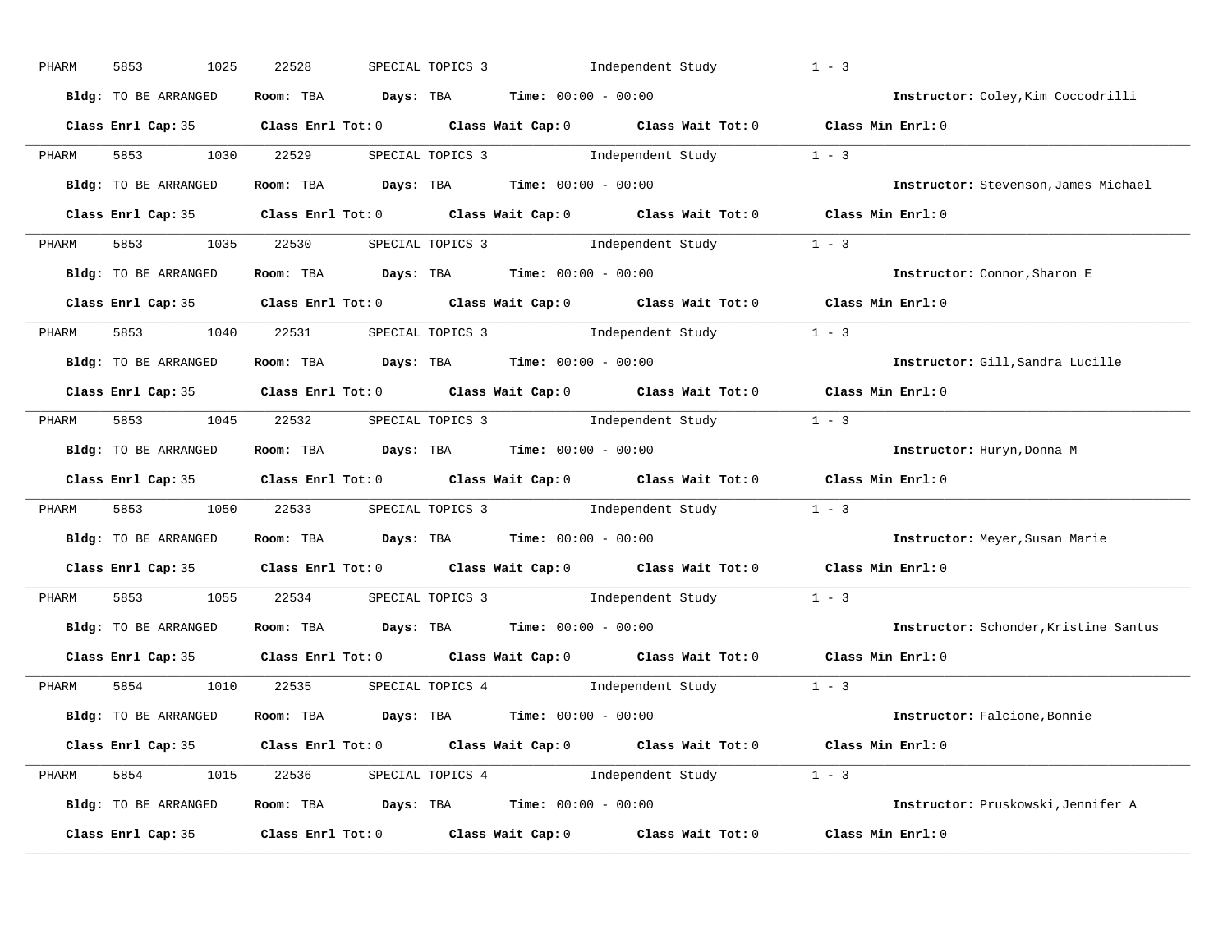PHARM 5853 1025 22528 SPECIAL TOPICS 3 Independent Study 1 - 3

**Bldg:** TO BE ARRANGED **Room:** TBA **Days:** TBA **Time:** 00:00 - 00:00 **Instructor:** Coley,Kim Coccodrilli

**Class Enrl Cap:** 35 **Class Enrl Tot:** 0 **Class Wait Cap:** 0 **Class Wait Tot:** 0 **Class Min Enrl:** 0

---

PHARM 5853 1030 22529 SPECIAL TOPICS 3 Independent Study 1 - 3

**Bldg:** TO BE ARRANGED **Room:** TBA **Days:** TBA **Time:** 00:00 - 00:00 **Instructor:** Stevenson,James Michael

**Class Enrl Cap:** 35 **Class Enrl Tot:** 0 **Class Wait Cap:** 0 **Class Wait Tot:** 0 **Class Min Enrl:** 0

---

PHARM 5853 1035 22530 SPECIAL TOPICS 3 Independent Study 1 - 3

**Bldg:** TO BE ARRANGED **Room:** TBA **Days:** TBA **Time:** 00:00 - 00:00 **Instructor:** Connor,Sharon E

**Class Enrl Cap:** 35 **Class Enrl Tot:** 0 **Class Wait Cap:** 0 **Class Wait Tot:** 0 **Class Min Enrl:** 0

---

PHARM 5853 1040 22531 SPECIAL TOPICS 3 Independent Study 1 - 3

**Bldg:** TO BE ARRANGED **Room:** TBA **Days:** TBA **Time:** 00:00 - 00:00 **Instructor:** Gill,Sandra Lucille

**Class Enrl Cap:** 35 **Class Enrl Tot:** 0 **Class Wait Cap:** 0 **Class Wait Tot:** 0 **Class Min Enrl:** 0

---

PHARM 5853 1045 22532 SPECIAL TOPICS 3 Independent Study 1 - 3

**Bldg:** TO BE ARRANGED **Room:** TBA **Days:** TBA **Time:** 00:00 - 00:00 **Instructor:** Huryn,Donna M

**Class Enrl Cap:** 35 **Class Enrl Tot:** 0 **Class Wait Cap:** 0 **Class Wait Tot:** 0 **Class Min Enrl:** 0

---

PHARM 5853 1050 22533 SPECIAL TOPICS 3 Independent Study 1 - 3

**Bldg:** TO BE ARRANGED **Room:** TBA **Days:** TBA **Time:** 00:00 - 00:00 **Instructor:** Meyer,Susan Marie

**Class Enrl Cap:** 35 **Class Enrl Tot:** 0 **Class Wait Cap:** 0 **Class Wait Tot:** 0 **Class Min Enrl:** 0

---

PHARM 5853 1055 22534 SPECIAL TOPICS 3 Independent Study 1 - 3

**Bldg:** TO BE ARRANGED **Room:** TBA **Days:** TBA **Time:** 00:00 - 00:00 **Instructor:** Schonder,Kristine Santus

**Class Enrl Cap:** 35 **Class Enrl Tot:** 0 **Class Wait Cap:** 0 **Class Wait Tot:** 0 **Class Min Enrl:** 0

---

PHARM 5854 1010 22535 SPECIAL TOPICS 4 Independent Study 1 - 3

**Bldg:** TO BE ARRANGED **Room:** TBA **Days:** TBA **Time:** 00:00 - 00:00 **Instructor:** Falcione,Bonnie

**Class Enrl Cap:** 35 **Class Enrl Tot:** 0 **Class Wait Cap:** 0 **Class Wait Tot:** 0 **Class Min Enrl:** 0

---

PHARM 5854 1015 22536 SPECIAL TOPICS 4 Independent Study 1 - 3

**Bldg:** TO BE ARRANGED **Room:** TBA **Days:** TBA **Time:** 00:00 - 00:00 **Instructor:** Pruskowski,Jennifer A

**Class Enrl Cap:** 35 **Class Enrl Tot:** 0 **Class Wait Cap:** 0 **Class Wait Tot:** 0 **Class Min Enrl:** 0

---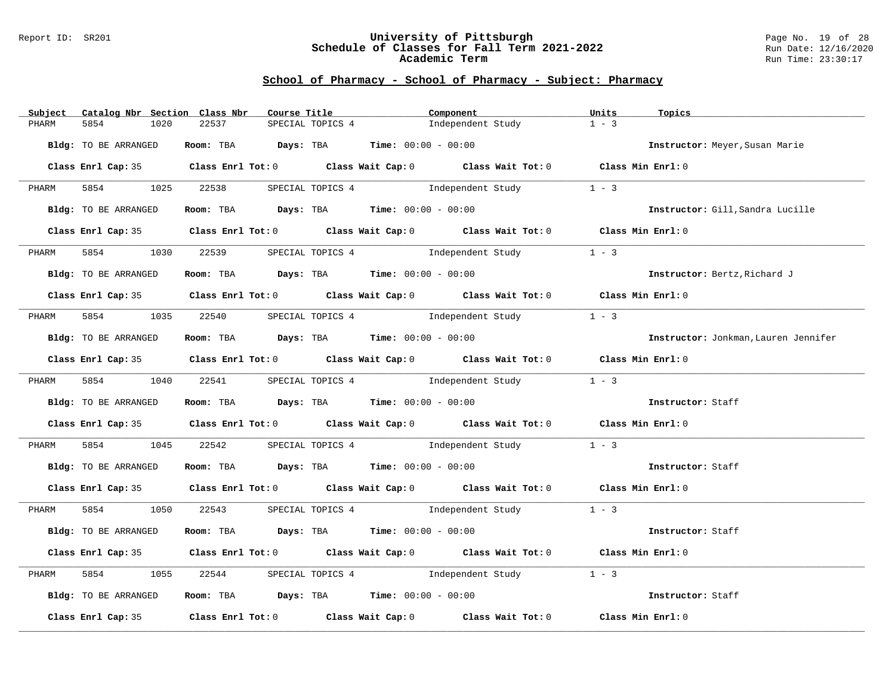## School of Pharmacy - School of Pharmacy - Subject: Pharmacy

| Subject | Catalog Nbr | Section | Class Nbr | Course Title | Component | Units | Topics |
|---|---|---|---|---|---|---|---|
| PHARM | 5854 | 1020 | 22537 | SPECIAL TOPICS 4 | Independent Study | 1 - 3 | |

**Bldg:** TO BE ARRANGED **Room:** TBA **Days:** TBA **Time:** 00:00 - 00:00 **Instructor:** Meyer,Susan Marie

**Class Enrl Cap:** 35 **Class Enrl Tot:** 0 **Class Wait Cap:** 0 **Class Wait Tot:** 0 **Class Min Enrl:** 0

---

| Subject | Catalog Nbr | Section | Class Nbr | Course Title | Component | Units | Topics |
|---|---|---|---|---|---|---|---|
| PHARM | 5854 | 1025 | 22538 | SPECIAL TOPICS 4 | Independent Study | 1 - 3 | |

**Bldg:** TO BE ARRANGED **Room:** TBA **Days:** TBA **Time:** 00:00 - 00:00 **Instructor:** Gill,Sandra Lucille

**Class Enrl Cap:** 35 **Class Enrl Tot:** 0 **Class Wait Cap:** 0 **Class Wait Tot:** 0 **Class Min Enrl:** 0

---

| Subject | Catalog Nbr | Section | Class Nbr | Course Title | Component | Units | Topics |
|---|---|---|---|---|---|---|---|
| PHARM | 5854 | 1030 | 22539 | SPECIAL TOPICS 4 | Independent Study | 1 - 3 | |

**Bldg:** TO BE ARRANGED **Room:** TBA **Days:** TBA **Time:** 00:00 - 00:00 **Instructor:** Bertz,Richard J

**Class Enrl Cap:** 35 **Class Enrl Tot:** 0 **Class Wait Cap:** 0 **Class Wait Tot:** 0 **Class Min Enrl:** 0

---

| Subject | Catalog Nbr | Section | Class Nbr | Course Title | Component | Units | Topics |
|---|---|---|---|---|---|---|---|
| PHARM | 5854 | 1035 | 22540 | SPECIAL TOPICS 4 | Independent Study | 1 - 3 | |

**Bldg:** TO BE ARRANGED **Room:** TBA **Days:** TBA **Time:** 00:00 - 00:00 **Instructor:** Jonkman,Lauren Jennifer

**Class Enrl Cap:** 35 **Class Enrl Tot:** 0 **Class Wait Cap:** 0 **Class Wait Tot:** 0 **Class Min Enrl:** 0

---

| Subject | Catalog Nbr | Section | Class Nbr | Course Title | Component | Units | Topics |
|---|---|---|---|---|---|---|---|
| PHARM | 5854 | 1040 | 22541 | SPECIAL TOPICS 4 | Independent Study | 1 - 3 | |

**Bldg:** TO BE ARRANGED **Room:** TBA **Days:** TBA **Time:** 00:00 - 00:00 **Instructor:** Staff

**Class Enrl Cap:** 35 **Class Enrl Tot:** 0 **Class Wait Cap:** 0 **Class Wait Tot:** 0 **Class Min Enrl:** 0

---

| Subject | Catalog Nbr | Section | Class Nbr | Course Title | Component | Units | Topics |
|---|---|---|---|---|---|---|---|
| PHARM | 5854 | 1045 | 22542 | SPECIAL TOPICS 4 | Independent Study | 1 - 3 | |

**Bldg:** TO BE ARRANGED **Room:** TBA **Days:** TBA **Time:** 00:00 - 00:00 **Instructor:** Staff

**Class Enrl Cap:** 35 **Class Enrl Tot:** 0 **Class Wait Cap:** 0 **Class Wait Tot:** 0 **Class Min Enrl:** 0

---

| Subject | Catalog Nbr | Section | Class Nbr | Course Title | Component | Units | Topics |
|---|---|---|---|---|---|---|---|
| PHARM | 5854 | 1050 | 22543 | SPECIAL TOPICS 4 | Independent Study | 1 - 3 | |

**Bldg:** TO BE ARRANGED **Room:** TBA **Days:** TBA **Time:** 00:00 - 00:00 **Instructor:** Staff

**Class Enrl Cap:** 35 **Class Enrl Tot:** 0 **Class Wait Cap:** 0 **Class Wait Tot:** 0 **Class Min Enrl:** 0

---

| Subject | Catalog Nbr | Section | Class Nbr | Course Title | Component | Units | Topics |
|---|---|---|---|---|---|---|---|
| PHARM | 5854 | 1055 | 22544 | SPECIAL TOPICS 4 | Independent Study | 1 - 3 | |

**Bldg:** TO BE ARRANGED **Room:** TBA **Days:** TBA **Time:** 00:00 - 00:00 **Instructor:** Staff

**Class Enrl Cap:** 35 **Class Enrl Tot:** 0 **Class Wait Cap:** 0 **Class Wait Tot:** 0 **Class Min Enrl:** 0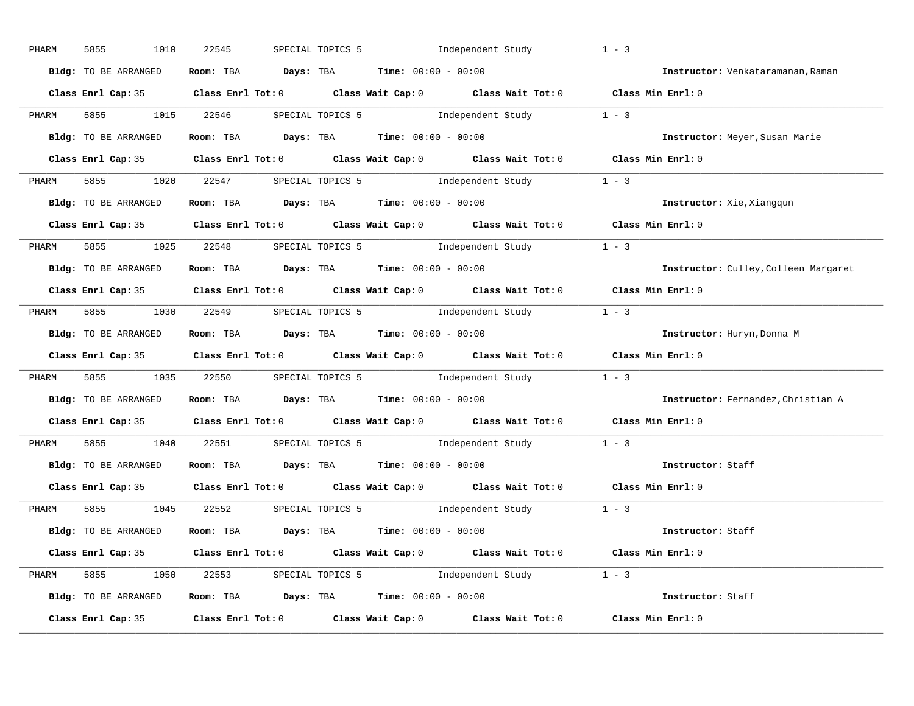PHARM 5855 1010 22545 SPECIAL TOPICS 5 Independent Study 1 - 3

**Bldg:** TO BE ARRANGED **Room:** TBA **Days:** TBA **Time:** 00:00 - 00:00 **Instructor:** Venkataramanan,Raman

**Class Enrl Cap:** 35 **Class Enrl Tot:** 0 **Class Wait Cap:** 0 **Class Wait Tot:** 0 **Class Min Enrl:** 0

---

PHARM 5855 1015 22546 SPECIAL TOPICS 5 Independent Study 1 - 3

**Bldg:** TO BE ARRANGED **Room:** TBA **Days:** TBA **Time:** 00:00 - 00:00 **Instructor:** Meyer,Susan Marie

**Class Enrl Cap:** 35 **Class Enrl Tot:** 0 **Class Wait Cap:** 0 **Class Wait Tot:** 0 **Class Min Enrl:** 0

---

PHARM 5855 1020 22547 SPECIAL TOPICS 5 Independent Study 1 - 3

**Bldg:** TO BE ARRANGED **Room:** TBA **Days:** TBA **Time:** 00:00 - 00:00 **Instructor:** Xie,Xiangqun

**Class Enrl Cap:** 35 **Class Enrl Tot:** 0 **Class Wait Cap:** 0 **Class Wait Tot:** 0 **Class Min Enrl:** 0

---

PHARM 5855 1025 22548 SPECIAL TOPICS 5 Independent Study 1 - 3

**Bldg:** TO BE ARRANGED **Room:** TBA **Days:** TBA **Time:** 00:00 - 00:00 **Instructor:** Culley,Colleen Margaret

**Class Enrl Cap:** 35 **Class Enrl Tot:** 0 **Class Wait Cap:** 0 **Class Wait Tot:** 0 **Class Min Enrl:** 0

---

PHARM 5855 1030 22549 SPECIAL TOPICS 5 Independent Study 1 - 3

**Bldg:** TO BE ARRANGED **Room:** TBA **Days:** TBA **Time:** 00:00 - 00:00 **Instructor:** Huryn,Donna M

**Class Enrl Cap:** 35 **Class Enrl Tot:** 0 **Class Wait Cap:** 0 **Class Wait Tot:** 0 **Class Min Enrl:** 0

---

PHARM 5855 1035 22550 SPECIAL TOPICS 5 Independent Study 1 - 3

**Bldg:** TO BE ARRANGED **Room:** TBA **Days:** TBA **Time:** 00:00 - 00:00 **Instructor:** Fernandez,Christian A

**Class Enrl Cap:** 35 **Class Enrl Tot:** 0 **Class Wait Cap:** 0 **Class Wait Tot:** 0 **Class Min Enrl:** 0

---

PHARM 5855 1040 22551 SPECIAL TOPICS 5 Independent Study 1 - 3

**Bldg:** TO BE ARRANGED **Room:** TBA **Days:** TBA **Time:** 00:00 - 00:00 **Instructor:** Staff

**Class Enrl Cap:** 35 **Class Enrl Tot:** 0 **Class Wait Cap:** 0 **Class Wait Tot:** 0 **Class Min Enrl:** 0

---

PHARM 5855 1045 22552 SPECIAL TOPICS 5 Independent Study 1 - 3

**Bldg:** TO BE ARRANGED **Room:** TBA **Days:** TBA **Time:** 00:00 - 00:00 **Instructor:** Staff

**Class Enrl Cap:** 35 **Class Enrl Tot:** 0 **Class Wait Cap:** 0 **Class Wait Tot:** 0 **Class Min Enrl:** 0

---

PHARM 5855 1050 22553 SPECIAL TOPICS 5 Independent Study 1 - 3

**Bldg:** TO BE ARRANGED **Room:** TBA **Days:** TBA **Time:** 00:00 - 00:00 **Instructor:** Staff

**Class Enrl Cap:** 35 **Class Enrl Tot:** 0 **Class Wait Cap:** 0 **Class Wait Tot:** 0 **Class Min Enrl:** 0

---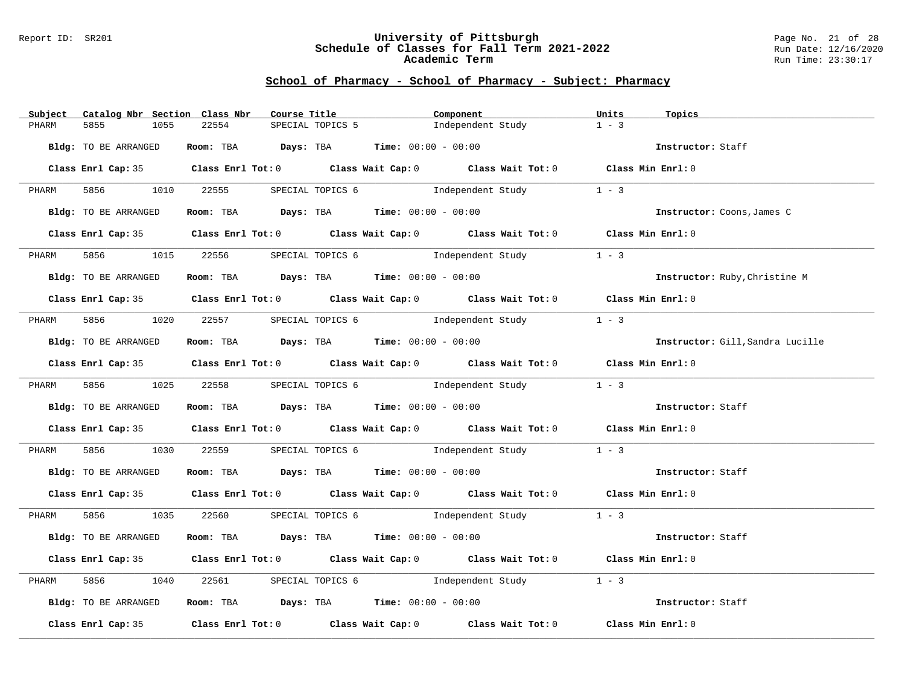## School of Pharmacy - School of Pharmacy - Subject: Pharmacy

| Subject | Catalog Nbr | Section | Class Nbr | Course Title | Component | Units | Topics |
|---|---|---|---|---|---|---|---|
| PHARM | 5855 | 1055 | 22554 | SPECIAL TOPICS 5 | Independent Study | 1 - 3 | |

**Bldg:** TO BE ARRANGED **Room:** TBA **Days:** TBA **Time:** 00:00 - 00:00 **Instructor:** Staff

**Class Enrl Cap:** 35 **Class Enrl Tot:** 0 **Class Wait Cap:** 0 **Class Wait Tot:** 0 **Class Min Enrl:** 0

| Subject | Catalog Nbr | Section | Class Nbr | Course Title | Component | Units | Topics |
|---|---|---|---|---|---|---|---|
| PHARM | 5856 | 1010 | 22555 | SPECIAL TOPICS 6 | Independent Study | 1 - 3 | |

**Bldg:** TO BE ARRANGED **Room:** TBA **Days:** TBA **Time:** 00:00 - 00:00 **Instructor:** Coons,James C

**Class Enrl Cap:** 35 **Class Enrl Tot:** 0 **Class Wait Cap:** 0 **Class Wait Tot:** 0 **Class Min Enrl:** 0

| Subject | Catalog Nbr | Section | Class Nbr | Course Title | Component | Units | Topics |
|---|---|---|---|---|---|---|---|
| PHARM | 5856 | 1015 | 22556 | SPECIAL TOPICS 6 | Independent Study | 1 - 3 | |

**Bldg:** TO BE ARRANGED **Room:** TBA **Days:** TBA **Time:** 00:00 - 00:00 **Instructor:** Ruby,Christine M

**Class Enrl Cap:** 35 **Class Enrl Tot:** 0 **Class Wait Cap:** 0 **Class Wait Tot:** 0 **Class Min Enrl:** 0

| Subject | Catalog Nbr | Section | Class Nbr | Course Title | Component | Units | Topics |
|---|---|---|---|---|---|---|---|
| PHARM | 5856 | 1020 | 22557 | SPECIAL TOPICS 6 | Independent Study | 1 - 3 | |

**Bldg:** TO BE ARRANGED **Room:** TBA **Days:** TBA **Time:** 00:00 - 00:00 **Instructor:** Gill,Sandra Lucille

**Class Enrl Cap:** 35 **Class Enrl Tot:** 0 **Class Wait Cap:** 0 **Class Wait Tot:** 0 **Class Min Enrl:** 0

| Subject | Catalog Nbr | Section | Class Nbr | Course Title | Component | Units | Topics |
|---|---|---|---|---|---|---|---|
| PHARM | 5856 | 1025 | 22558 | SPECIAL TOPICS 6 | Independent Study | 1 - 3 | |

**Bldg:** TO BE ARRANGED **Room:** TBA **Days:** TBA **Time:** 00:00 - 00:00 **Instructor:** Staff

**Class Enrl Cap:** 35 **Class Enrl Tot:** 0 **Class Wait Cap:** 0 **Class Wait Tot:** 0 **Class Min Enrl:** 0

| Subject | Catalog Nbr | Section | Class Nbr | Course Title | Component | Units | Topics |
|---|---|---|---|---|---|---|---|
| PHARM | 5856 | 1030 | 22559 | SPECIAL TOPICS 6 | Independent Study | 1 - 3 | |

**Bldg:** TO BE ARRANGED **Room:** TBA **Days:** TBA **Time:** 00:00 - 00:00 **Instructor:** Staff

**Class Enrl Cap:** 35 **Class Enrl Tot:** 0 **Class Wait Cap:** 0 **Class Wait Tot:** 0 **Class Min Enrl:** 0

| Subject | Catalog Nbr | Section | Class Nbr | Course Title | Component | Units | Topics |
|---|---|---|---|---|---|---|---|
| PHARM | 5856 | 1035 | 22560 | SPECIAL TOPICS 6 | Independent Study | 1 - 3 | |

**Bldg:** TO BE ARRANGED **Room:** TBA **Days:** TBA **Time:** 00:00 - 00:00 **Instructor:** Staff

**Class Enrl Cap:** 35 **Class Enrl Tot:** 0 **Class Wait Cap:** 0 **Class Wait Tot:** 0 **Class Min Enrl:** 0

| Subject | Catalog Nbr | Section | Class Nbr | Course Title | Component | Units | Topics |
|---|---|---|---|---|---|---|---|
| PHARM | 5856 | 1040 | 22561 | SPECIAL TOPICS 6 | Independent Study | 1 - 3 | |

**Bldg:** TO BE ARRANGED **Room:** TBA **Days:** TBA **Time:** 00:00 - 00:00 **Instructor:** Staff

**Class Enrl Cap:** 35 **Class Enrl Tot:** 0 **Class Wait Cap:** 0 **Class Wait Tot:** 0 **Class Min Enrl:** 0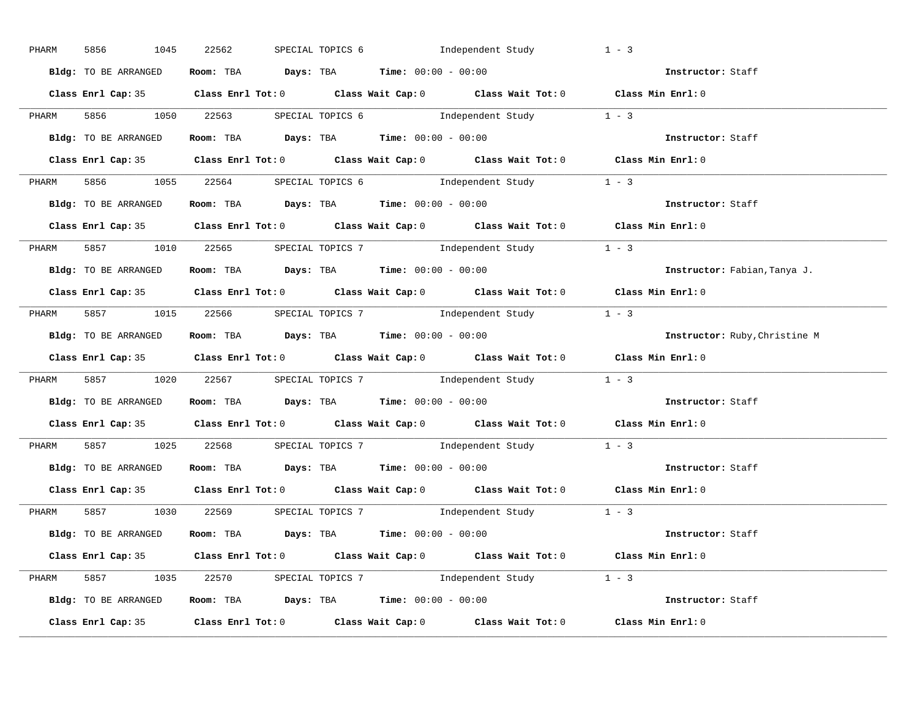PHARM 5856 1045 22562 SPECIAL TOPICS 6 Independent Study 1 - 3

**Bldg:** TO BE ARRANGED **Room:** TBA **Days:** TBA **Time:** 00:00 - 00:00 **Instructor:** Staff

**Class Enrl Cap:** 35 **Class Enrl Tot:** 0 **Class Wait Cap:** 0 **Class Wait Tot:** 0 **Class Min Enrl:** 0

---

PHARM 5856 1050 22563 SPECIAL TOPICS 6 Independent Study 1 - 3

**Bldg:** TO BE ARRANGED **Room:** TBA **Days:** TBA **Time:** 00:00 - 00:00 **Instructor:** Staff

**Class Enrl Cap:** 35 **Class Enrl Tot:** 0 **Class Wait Cap:** 0 **Class Wait Tot:** 0 **Class Min Enrl:** 0

---

PHARM 5856 1055 22564 SPECIAL TOPICS 6 Independent Study 1 - 3

**Bldg:** TO BE ARRANGED **Room:** TBA **Days:** TBA **Time:** 00:00 - 00:00 **Instructor:** Staff

**Class Enrl Cap:** 35 **Class Enrl Tot:** 0 **Class Wait Cap:** 0 **Class Wait Tot:** 0 **Class Min Enrl:** 0

---

PHARM 5857 1010 22565 SPECIAL TOPICS 7 Independent Study 1 - 3

**Bldg:** TO BE ARRANGED **Room:** TBA **Days:** TBA **Time:** 00:00 - 00:00 **Instructor:** Fabian,Tanya J.

**Class Enrl Cap:** 35 **Class Enrl Tot:** 0 **Class Wait Cap:** 0 **Class Wait Tot:** 0 **Class Min Enrl:** 0

---

PHARM 5857 1015 22566 SPECIAL TOPICS 7 Independent Study 1 - 3

**Bldg:** TO BE ARRANGED **Room:** TBA **Days:** TBA **Time:** 00:00 - 00:00 **Instructor:** Ruby,Christine M

**Class Enrl Cap:** 35 **Class Enrl Tot:** 0 **Class Wait Cap:** 0 **Class Wait Tot:** 0 **Class Min Enrl:** 0

---

PHARM 5857 1020 22567 SPECIAL TOPICS 7 Independent Study 1 - 3

**Bldg:** TO BE ARRANGED **Room:** TBA **Days:** TBA **Time:** 00:00 - 00:00 **Instructor:** Staff

**Class Enrl Cap:** 35 **Class Enrl Tot:** 0 **Class Wait Cap:** 0 **Class Wait Tot:** 0 **Class Min Enrl:** 0

---

PHARM 5857 1025 22568 SPECIAL TOPICS 7 Independent Study 1 - 3

**Bldg:** TO BE ARRANGED **Room:** TBA **Days:** TBA **Time:** 00:00 - 00:00 **Instructor:** Staff

**Class Enrl Cap:** 35 **Class Enrl Tot:** 0 **Class Wait Cap:** 0 **Class Wait Tot:** 0 **Class Min Enrl:** 0

---

PHARM 5857 1030 22569 SPECIAL TOPICS 7 Independent Study 1 - 3

**Bldg:** TO BE ARRANGED **Room:** TBA **Days:** TBA **Time:** 00:00 - 00:00 **Instructor:** Staff

**Class Enrl Cap:** 35 **Class Enrl Tot:** 0 **Class Wait Cap:** 0 **Class Wait Tot:** 0 **Class Min Enrl:** 0

---

PHARM 5857 1035 22570 SPECIAL TOPICS 7 Independent Study 1 - 3

**Bldg:** TO BE ARRANGED **Room:** TBA **Days:** TBA **Time:** 00:00 - 00:00 **Instructor:** Staff

**Class Enrl Cap:** 35 **Class Enrl Tot:** 0 **Class Wait Cap:** 0 **Class Wait Tot:** 0 **Class Min Enrl:** 0

---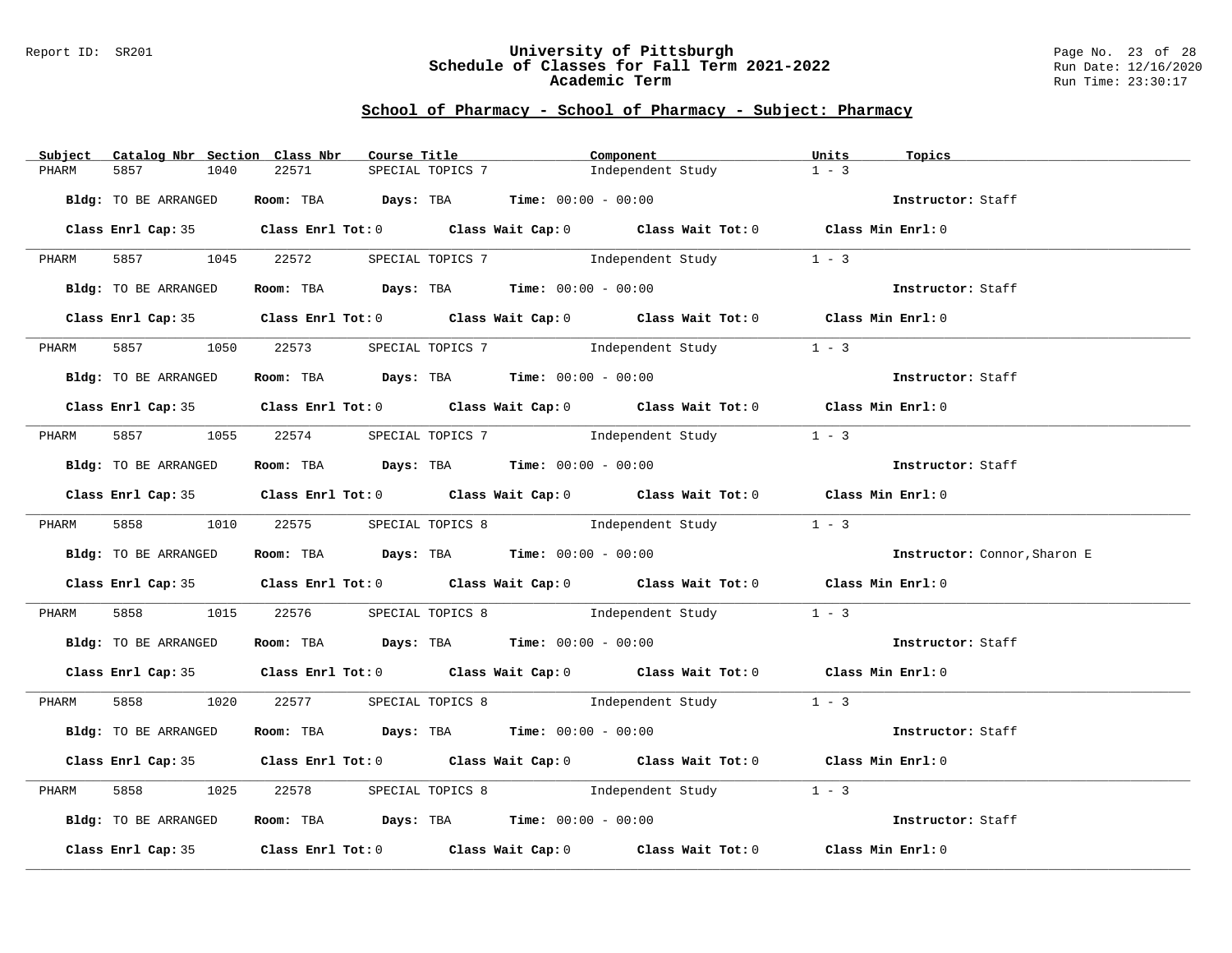## School of Pharmacy - School of Pharmacy - Subject: Pharmacy

| Subject | Catalog Nbr | Section | Class Nbr | Course Title | Component | Units | Topics |
|---|---|---|---|---|---|---|---|
| PHARM | 5857 | 1040 | 22571 | SPECIAL TOPICS 7 | Independent Study | 1 - 3 | |

**Bldg:** TO BE ARRANGED **Room:** TBA **Days:** TBA **Time:** 00:00 - 00:00 **Instructor:** Staff

**Class Enrl Cap:** 35 **Class Enrl Tot:** 0 **Class Wait Cap:** 0 **Class Wait Tot:** 0 **Class Min Enrl:** 0

---

| Subject | Catalog Nbr | Section | Class Nbr | Course Title | Component | Units | Topics |
|---|---|---|---|---|---|---|---|
| PHARM | 5857 | 1045 | 22572 | SPECIAL TOPICS 7 | Independent Study | 1 - 3 | |

**Bldg:** TO BE ARRANGED **Room:** TBA **Days:** TBA **Time:** 00:00 - 00:00 **Instructor:** Staff

**Class Enrl Cap:** 35 **Class Enrl Tot:** 0 **Class Wait Cap:** 0 **Class Wait Tot:** 0 **Class Min Enrl:** 0

---

| Subject | Catalog Nbr | Section | Class Nbr | Course Title | Component | Units | Topics |
|---|---|---|---|---|---|---|---|
| PHARM | 5857 | 1050 | 22573 | SPECIAL TOPICS 7 | Independent Study | 1 - 3 | |

**Bldg:** TO BE ARRANGED **Room:** TBA **Days:** TBA **Time:** 00:00 - 00:00 **Instructor:** Staff

**Class Enrl Cap:** 35 **Class Enrl Tot:** 0 **Class Wait Cap:** 0 **Class Wait Tot:** 0 **Class Min Enrl:** 0

---

| Subject | Catalog Nbr | Section | Class Nbr | Course Title | Component | Units | Topics |
|---|---|---|---|---|---|---|---|
| PHARM | 5857 | 1055 | 22574 | SPECIAL TOPICS 7 | Independent Study | 1 - 3 | |

**Bldg:** TO BE ARRANGED **Room:** TBA **Days:** TBA **Time:** 00:00 - 00:00 **Instructor:** Staff

**Class Enrl Cap:** 35 **Class Enrl Tot:** 0 **Class Wait Cap:** 0 **Class Wait Tot:** 0 **Class Min Enrl:** 0

---

| Subject | Catalog Nbr | Section | Class Nbr | Course Title | Component | Units | Topics |
|---|---|---|---|---|---|---|---|
| PHARM | 5858 | 1010 | 22575 | SPECIAL TOPICS 8 | Independent Study | 1 - 3 | |

**Bldg:** TO BE ARRANGED **Room:** TBA **Days:** TBA **Time:** 00:00 - 00:00 **Instructor:** Connor,Sharon E

**Class Enrl Cap:** 35 **Class Enrl Tot:** 0 **Class Wait Cap:** 0 **Class Wait Tot:** 0 **Class Min Enrl:** 0

---

| Subject | Catalog Nbr | Section | Class Nbr | Course Title | Component | Units | Topics |
|---|---|---|---|---|---|---|---|
| PHARM | 5858 | 1015 | 22576 | SPECIAL TOPICS 8 | Independent Study | 1 - 3 | |

**Bldg:** TO BE ARRANGED **Room:** TBA **Days:** TBA **Time:** 00:00 - 00:00 **Instructor:** Staff

**Class Enrl Cap:** 35 **Class Enrl Tot:** 0 **Class Wait Cap:** 0 **Class Wait Tot:** 0 **Class Min Enrl:** 0

---

| Subject | Catalog Nbr | Section | Class Nbr | Course Title | Component | Units | Topics |
|---|---|---|---|---|---|---|---|
| PHARM | 5858 | 1020 | 22577 | SPECIAL TOPICS 8 | Independent Study | 1 - 3 | |

**Bldg:** TO BE ARRANGED **Room:** TBA **Days:** TBA **Time:** 00:00 - 00:00 **Instructor:** Staff

**Class Enrl Cap:** 35 **Class Enrl Tot:** 0 **Class Wait Cap:** 0 **Class Wait Tot:** 0 **Class Min Enrl:** 0

---

| Subject | Catalog Nbr | Section | Class Nbr | Course Title | Component | Units | Topics |
|---|---|---|---|---|---|---|---|
| PHARM | 5858 | 1025 | 22578 | SPECIAL TOPICS 8 | Independent Study | 1 - 3 | |

**Bldg:** TO BE ARRANGED **Room:** TBA **Days:** TBA **Time:** 00:00 - 00:00 **Instructor:** Staff

**Class Enrl Cap:** 35 **Class Enrl Tot:** 0 **Class Wait Cap:** 0 **Class Wait Tot:** 0 **Class Min Enrl:** 0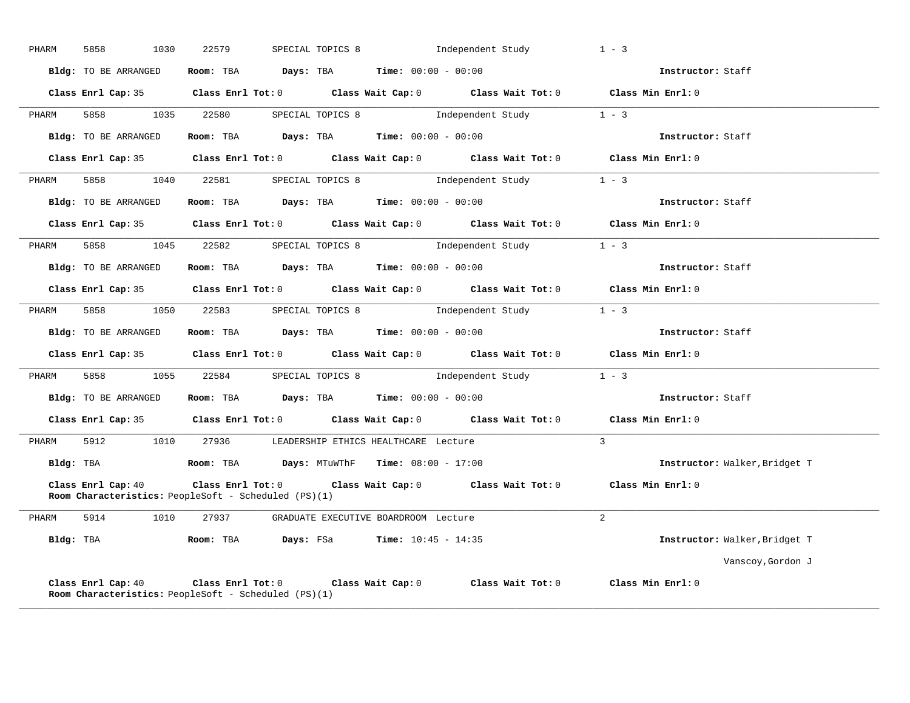PHARM 5858 1030 22579 SPECIAL TOPICS 8 Independent Study 1 - 3

**Bldg:** TO BE ARRANGED **Room:** TBA **Days:** TBA **Time:** 00:00 - 00:00 **Instructor:** Staff

**Class Enrl Cap:** 35 **Class Enrl Tot:** 0 **Class Wait Cap:** 0 **Class Wait Tot:** 0 **Class Min Enrl:** 0

---

PHARM 5858 1035 22580 SPECIAL TOPICS 8 Independent Study 1 - 3

**Bldg:** TO BE ARRANGED **Room:** TBA **Days:** TBA **Time:** 00:00 - 00:00 **Instructor:** Staff

**Class Enrl Cap:** 35 **Class Enrl Tot:** 0 **Class Wait Cap:** 0 **Class Wait Tot:** 0 **Class Min Enrl:** 0

---

PHARM 5858 1040 22581 SPECIAL TOPICS 8 Independent Study 1 - 3

**Bldg:** TO BE ARRANGED **Room:** TBA **Days:** TBA **Time:** 00:00 - 00:00 **Instructor:** Staff

**Class Enrl Cap:** 35 **Class Enrl Tot:** 0 **Class Wait Cap:** 0 **Class Wait Tot:** 0 **Class Min Enrl:** 0

---

PHARM 5858 1045 22582 SPECIAL TOPICS 8 Independent Study 1 - 3

**Bldg:** TO BE ARRANGED **Room:** TBA **Days:** TBA **Time:** 00:00 - 00:00 **Instructor:** Staff

**Class Enrl Cap:** 35 **Class Enrl Tot:** 0 **Class Wait Cap:** 0 **Class Wait Tot:** 0 **Class Min Enrl:** 0

---

PHARM 5858 1050 22583 SPECIAL TOPICS 8 Independent Study 1 - 3

**Bldg:** TO BE ARRANGED **Room:** TBA **Days:** TBA **Time:** 00:00 - 00:00 **Instructor:** Staff

**Class Enrl Cap:** 35 **Class Enrl Tot:** 0 **Class Wait Cap:** 0 **Class Wait Tot:** 0 **Class Min Enrl:** 0

---

PHARM 5858 1055 22584 SPECIAL TOPICS 8 Independent Study 1 - 3

**Bldg:** TO BE ARRANGED **Room:** TBA **Days:** TBA **Time:** 00:00 - 00:00 **Instructor:** Staff

**Class Enrl Cap:** 35 **Class Enrl Tot:** 0 **Class Wait Cap:** 0 **Class Wait Tot:** 0 **Class Min Enrl:** 0

---

PHARM 5912 1010 27936 LEADERSHIP ETHICS HEALTHCARE Lecture 3

**Bldg:** TBA **Room:** TBA **Days:** MTuWThF **Time:** 08:00 - 17:00 **Instructor:** Walker,Bridget T

**Class Enrl Cap:** 40 **Class Enrl Tot:** 0 **Class Wait Cap:** 0 **Class Wait Tot:** 0 **Class Min Enrl:** 0
**Room Characteristics:** PeopleSoft - Scheduled (PS)(1)

---

PHARM 5914 1010 27937 GRADUATE EXECUTIVE BOARDROOM Lecture 2

**Bldg:** TBA **Room:** TBA **Days:** FSa **Time:** 10:45 - 14:35 **Instructor:** Walker,Bridget T
Vanscoy,Gordon J

**Class Enrl Cap:** 40 **Class Enrl Tot:** 0 **Class Wait Cap:** 0 **Class Wait Tot:** 0 **Class Min Enrl:** 0
**Room Characteristics:** PeopleSoft - Scheduled (PS)(1)

---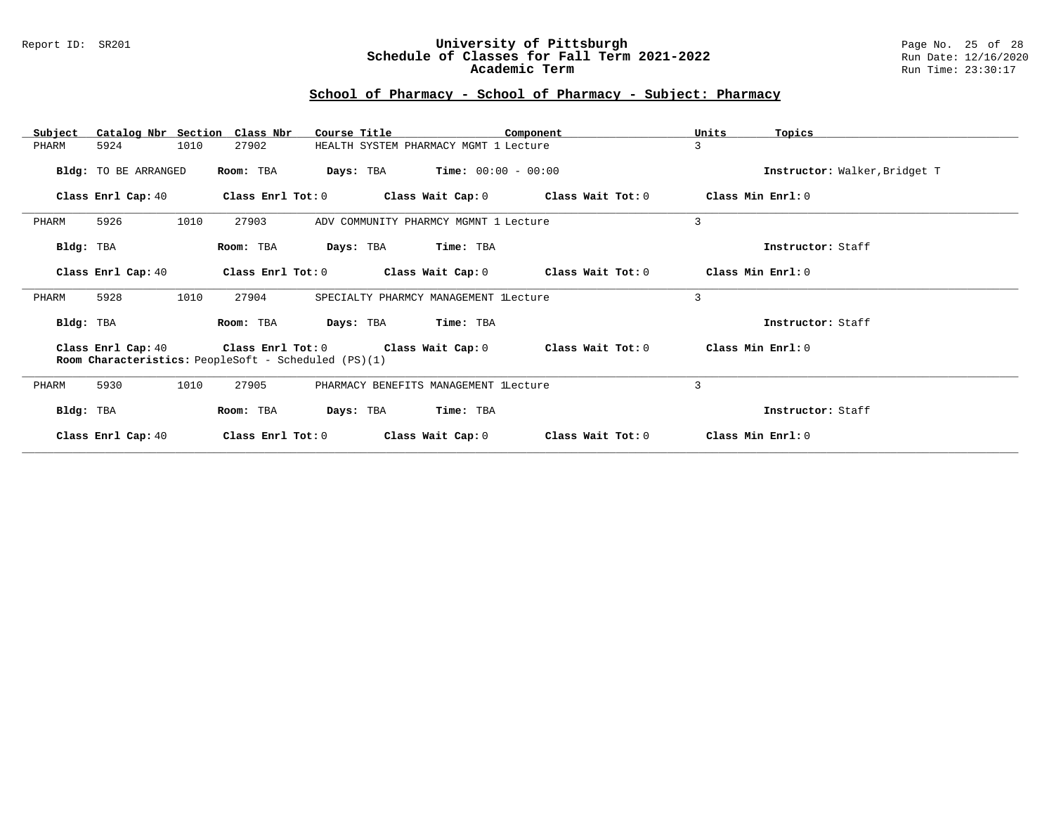## School of Pharmacy - School of Pharmacy - Subject: Pharmacy

| Subject | Catalog Nbr | Section | Class Nbr | Course Title | Component | Units | Topics |
|---|---|---|---|---|---|---|---|
| PHARM | 5924 | 1010 | 27902 | HEALTH SYSTEM PHARMACY MGMT 1 | Lecture | 3 | |

**Bldg:** TO BE ARRANGED **Room:** TBA **Days:** TBA **Time:** 00:00 - 00:00 **Instructor:** Walker,Bridget T

**Class Enrl Cap:** 40 **Class Enrl Tot:** 0 **Class Wait Cap:** 0 **Class Wait Tot:** 0 **Class Min Enrl:** 0

---

| Subject | Catalog Nbr | Section | Class Nbr | Course Title | Component | Units | Topics |
|---|---|---|---|---|---|---|---|
| PHARM | 5926 | 1010 | 27903 | ADV COMMUNITY PHARMCY MGMNT 1 | Lecture | 3 | |

**Bldg:** TBA **Room:** TBA **Days:** TBA **Time:** TBA **Instructor:** Staff

**Class Enrl Cap:** 40 **Class Enrl Tot:** 0 **Class Wait Cap:** 0 **Class Wait Tot:** 0 **Class Min Enrl:** 0

---

| Subject | Catalog Nbr | Section | Class Nbr | Course Title | Component | Units | Topics |
|---|---|---|---|---|---|---|---|
| PHARM | 5928 | 1010 | 27904 | SPECIALTY PHARMCY MANAGEMENT 1 | Lecture | 3 | |

**Bldg:** TBA **Room:** TBA **Days:** TBA **Time:** TBA **Instructor:** Staff

**Class Enrl Cap:** 40 **Class Enrl Tot:** 0 **Class Wait Cap:** 0 **Class Wait Tot:** 0 **Class Min Enrl:** 0
**Room Characteristics:** PeopleSoft - Scheduled (PS)(1)

---

| Subject | Catalog Nbr | Section | Class Nbr | Course Title | Component | Units | Topics |
|---|---|---|---|---|---|---|---|
| PHARM | 5930 | 1010 | 27905 | PHARMACY BENEFITS MANAGEMENT 1 | Lecture | 3 | |

**Bldg:** TBA **Room:** TBA **Days:** TBA **Time:** TBA **Instructor:** Staff

**Class Enrl Cap:** 40 **Class Enrl Tot:** 0 **Class Wait Cap:** 0 **Class Wait Tot:** 0 **Class Min Enrl:** 0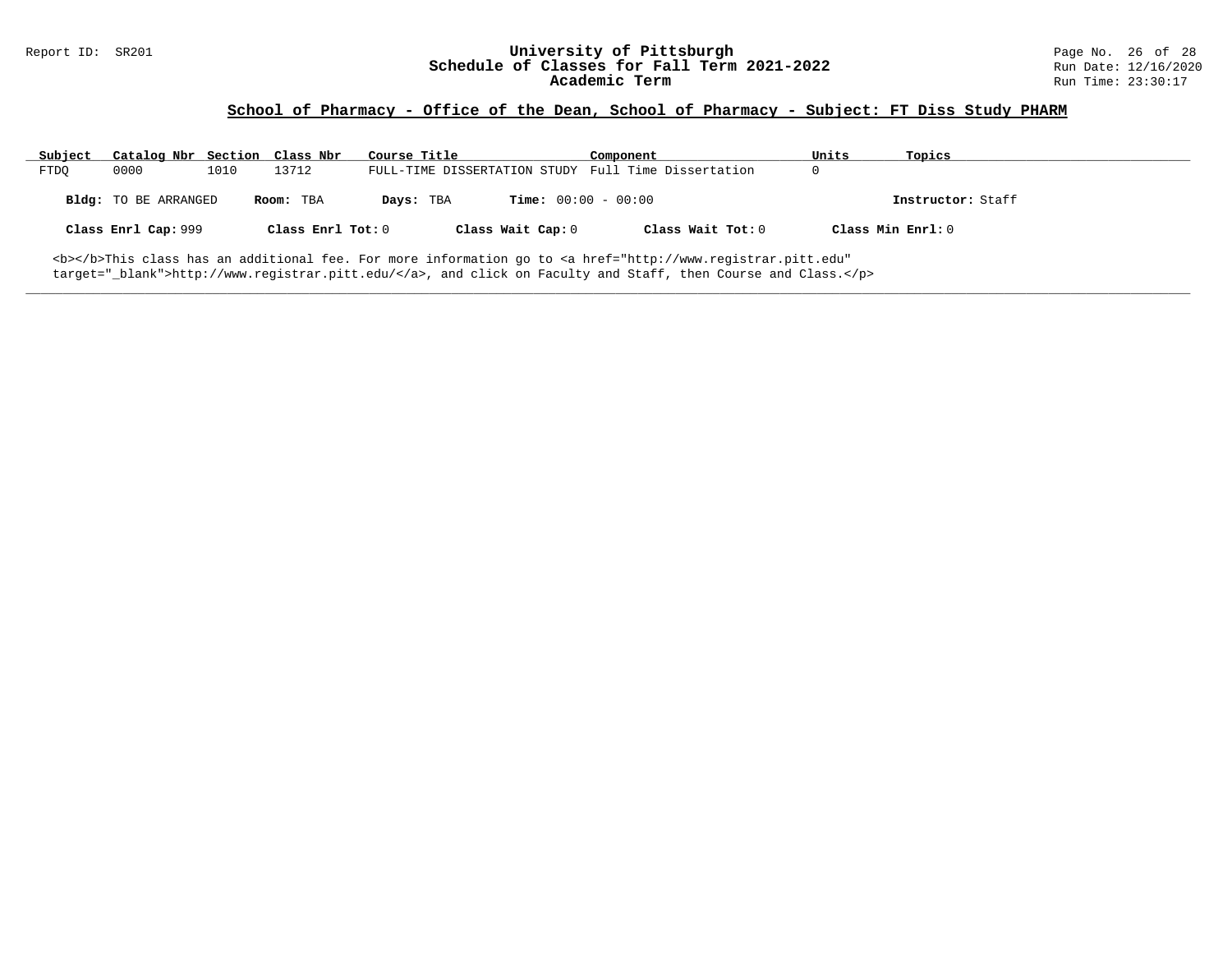## School of Pharmacy - Office of the Dean, School of Pharmacy - Subject: FT Diss Study PHARM

| Subject | Catalog Nbr | Section | Class Nbr | Course Title | Component | Units | Topics |
|---|---|---|---|---|---|---|---|
| FTDQ | 0000 | 1010 | 13712 | FULL-TIME DISSERTATION STUDY | Full Time Dissertation | 0 | |

**Bldg:** TO BE ARRANGED **Room:** TBA **Days:** TBA **Time:** 00:00 - 00:00 **Instructor:** Staff

**Class Enrl Cap:** 999 **Class Enrl Tot:** 0 **Class Wait Cap:** 0 **Class Wait Tot:** 0 **Class Min Enrl:** 0

<b></b>This class has an additional fee. For more information go to <a href="http://www.registrar.pitt.edu" target="_blank">http://www.registrar.pitt.edu/</a>, and click on Faculty and Staff, then Course and Class.</p>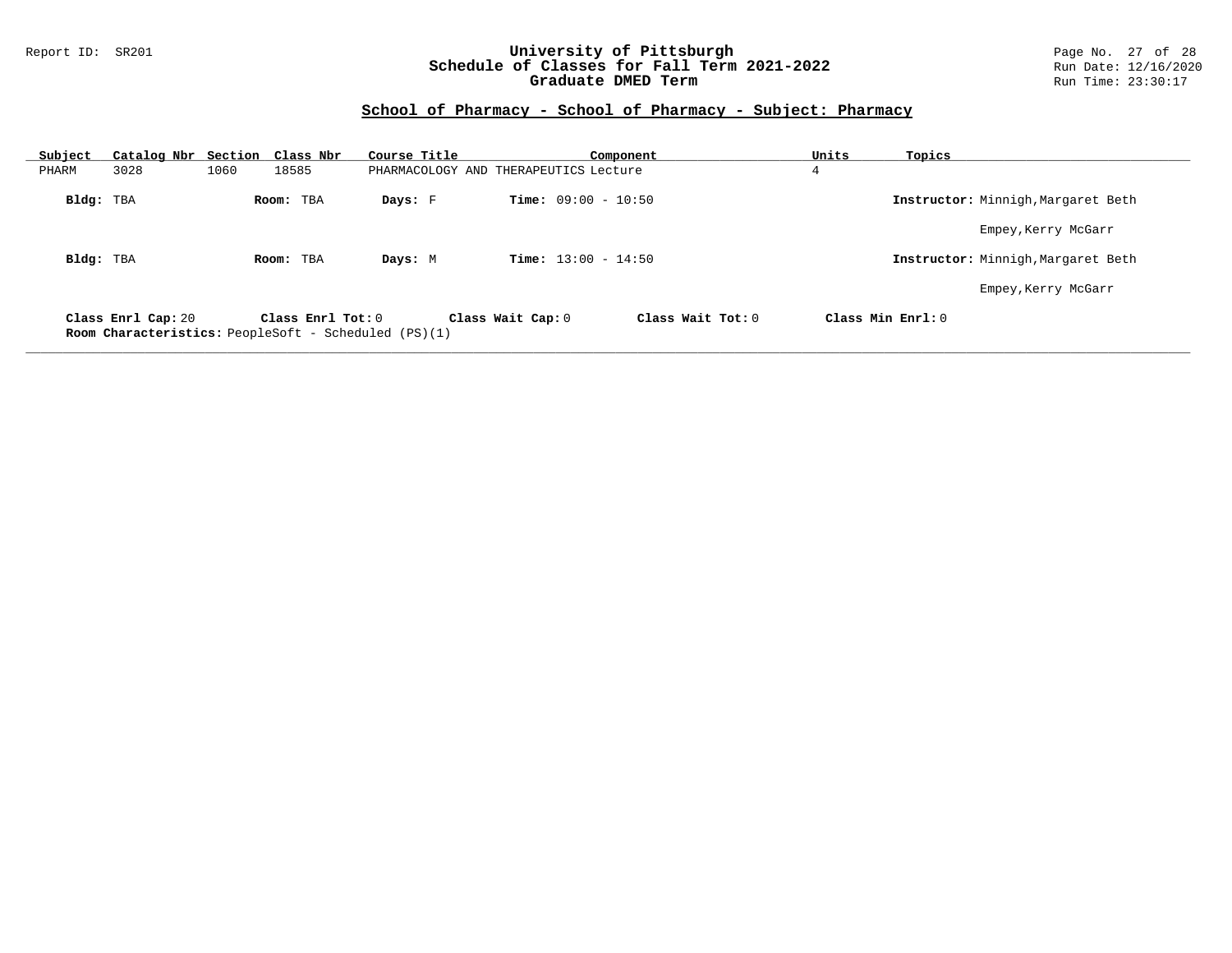## School of Pharmacy - School of Pharmacy - Subject: Pharmacy

| Subject | Catalog Nbr | Section | Class Nbr | Course Title | Component | Units | Topics |
|---|---|---|---|---|---|---|---|
| PHARM | 3028 | 1060 | 18585 | PHARMACOLOGY AND THERAPEUTICS | Lecture | 4 | |

**Bldg:** TBA **Room:** TBA **Days:** F **Time:** 09:00 - 10:50 **Instructor:** Minnigh,Margaret Beth

Empey,Kerry McGarr

**Bldg:** TBA **Room:** TBA **Days:** M **Time:** 13:00 - 14:50 **Instructor:** Minnigh,Margaret Beth

Empey,Kerry McGarr

**Class Enrl Cap:** 20 **Class Enrl Tot:** 0 **Class Wait Cap:** 0 **Class Wait Tot:** 0 **Class Min Enrl:** 0

**Room Characteristics:** PeopleSoft - Scheduled (PS)(1)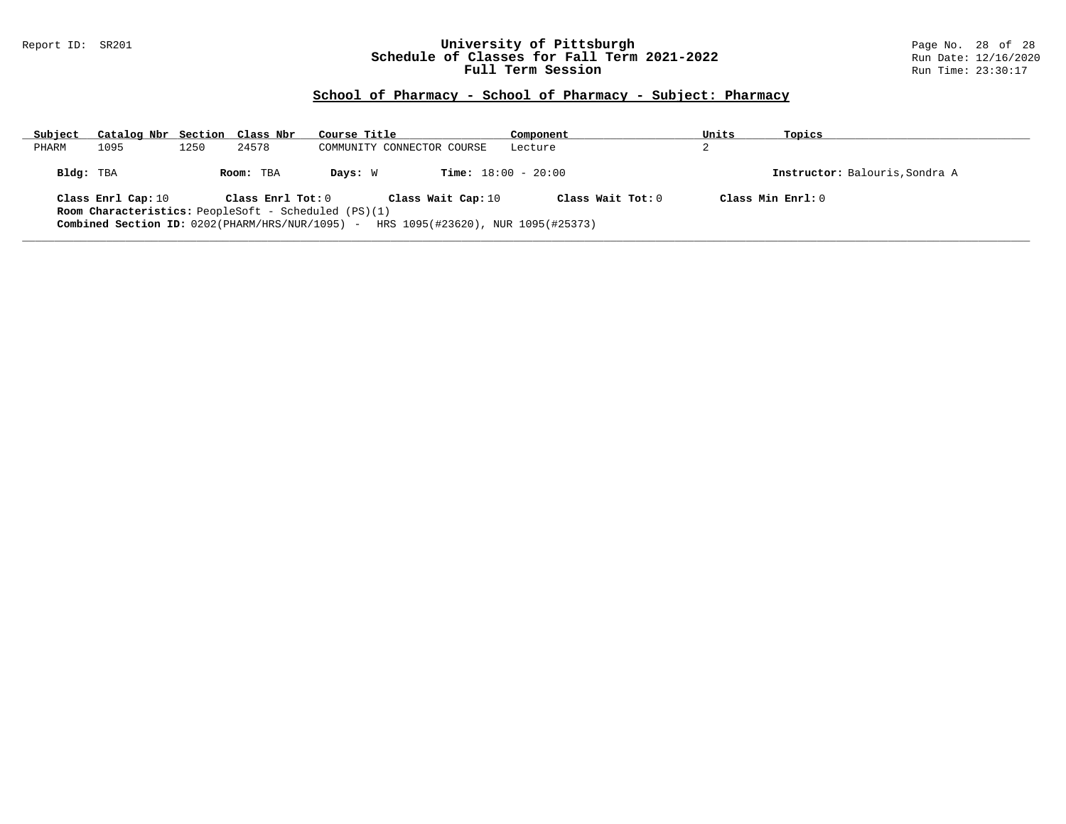## School of Pharmacy - School of Pharmacy - Subject: Pharmacy

| Subject | Catalog Nbr | Section | Class Nbr | Course Title | Component | Units | Topics |
|---|---|---|---|---|---|---|---|
| PHARM | 1095 | 1250 | 24578 | COMMUNITY CONNECTOR COURSE | Lecture | 2 | |

**Bldg:** TBA **Room:** TBA **Days:** W **Time:** 18:00 - 20:00 **Instructor:** Balouris,Sondra A

**Class Enrl Cap:** 10 **Class Enrl Tot:** 0 **Class Wait Cap:** 10 **Class Wait Tot:** 0 **Class Min Enrl:** 0

**Room Characteristics:** PeopleSoft - Scheduled (PS)(1)

**Combined Section ID:** 0202(PHARM/HRS/NUR/1095) - HRS 1095(#23620), NUR 1095(#25373)